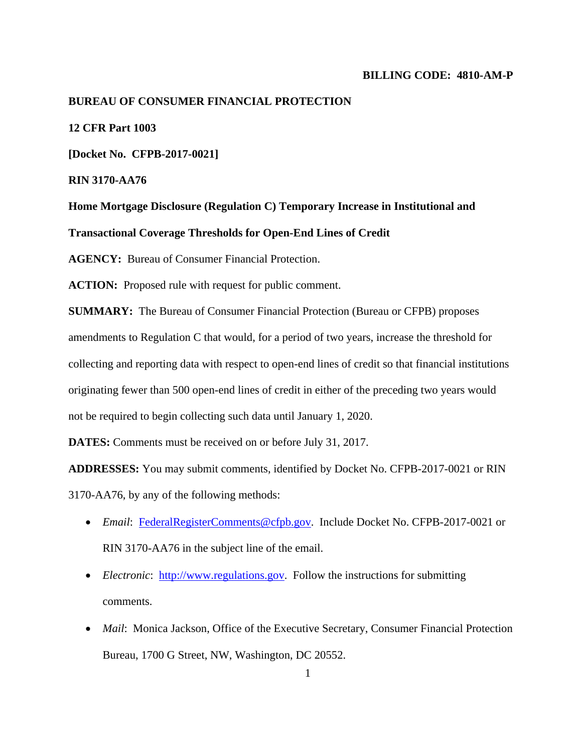**BILLING CODE: 4810-AM-P**

**BUREAU OF CONSUMER FINANCIAL PROTECTION**

**12 CFR Part 1003**

**[Docket No. CFPB-2017-0021]**

**RIN 3170-AA76**

**Home Mortgage Disclosure (Regulation C) Temporary Increase in Institutional and Transactional Coverage Thresholds for Open-End Lines of Credit**

**AGENCY:** Bureau of Consumer Financial Protection.

**ACTION:** Proposed rule with request for public comment.

**SUMMARY:** The Bureau of Consumer Financial Protection (Bureau or CFPB) proposes amendments to Regulation C that would, for a period of two years, increase the threshold for collecting and reporting data with respect to open-end lines of credit so that financial institutions originating fewer than 500 open-end lines of credit in either of the preceding two years would not be required to begin collecting such data until January 1, 2020.

**DATES:** Comments must be received on or before July 31, 2017.

**ADDRESSES:** You may submit comments, identified by Docket No. CFPB-2017-0021 or RIN 3170-AA76, by any of the following methods:

- *Email*: FederalRegisterComments@cfpb.gov. Include Docket No. CFPB-2017-0021 or RIN 3170-AA76 in the subject line of the email.
- *Electronic*: http://www.regulations.gov. Follow the instructions for submitting comments.
- *Mail*: Monica Jackson, Office of the Executive Secretary, Consumer Financial Protection Bureau, 1700 G Street, NW, Washington, DC 20552.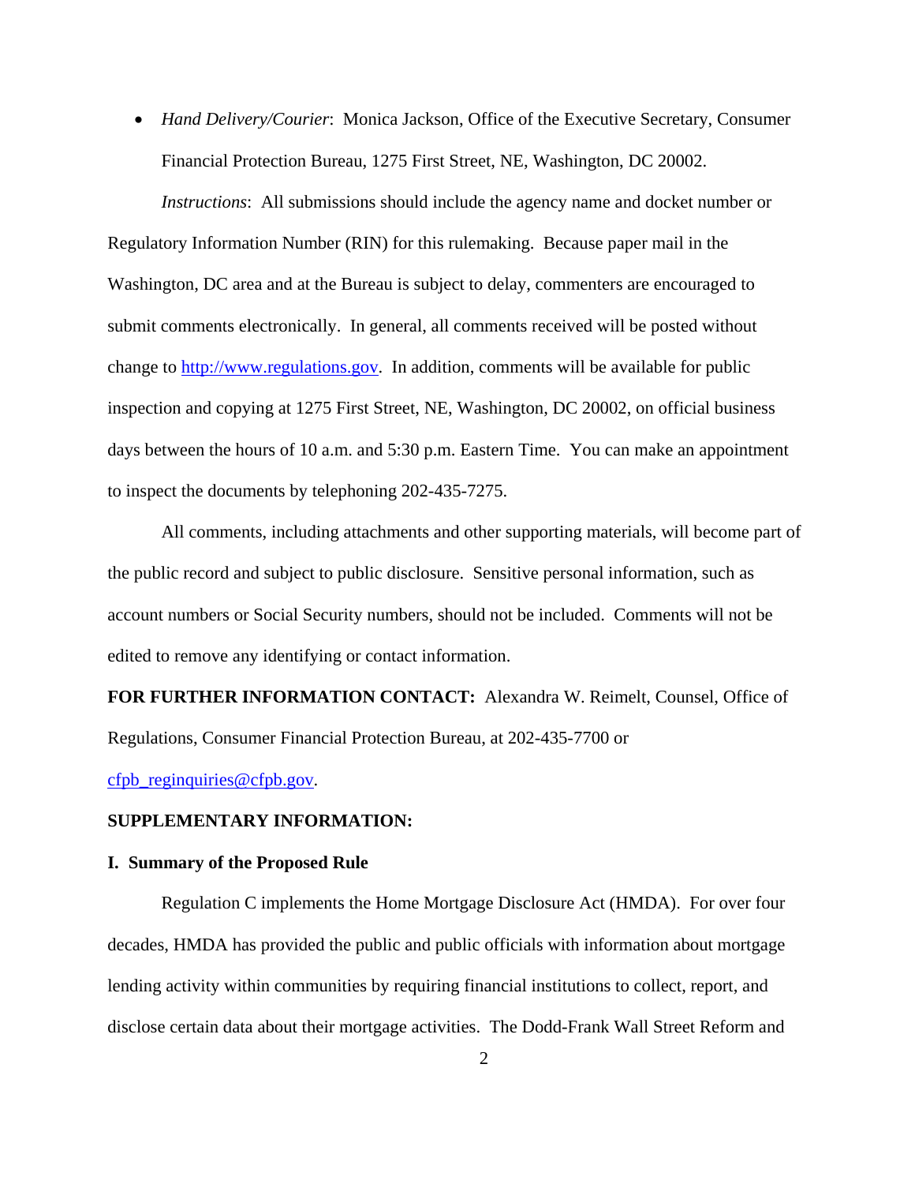- *Hand Delivery/Courier*: Monica Jackson, Office of the Executive Secretary, Consumer Financial Protection Bureau, 1275 First Street, NE, Washington, DC 20002.

*Instructions*: All submissions should include the agency name and docket number or Regulatory Information Number (RIN) for this rulemaking. Because paper mail in the Washington, DC area and at the Bureau is subject to delay, commenters are encouraged to submit comments electronically. In general, all comments received will be posted without change to http://www.regulations.gov. In addition, comments will be available for public inspection and copying at 1275 First Street, NE, Washington, DC 20002, on official business days between the hours of 10 a.m. and 5:30 p.m. Eastern Time. You can make an appointment to inspect the documents by telephoning 202-435-7275.

All comments, including attachments and other supporting materials, will become part of the public record and subject to public disclosure. Sensitive personal information, such as account numbers or Social Security numbers, should not be included. Comments will not be edited to remove any identifying or contact information.

**FOR FURTHER INFORMATION CONTACT:** Alexandra W. Reimelt, Counsel, Office of Regulations, Consumer Financial Protection Bureau, at 202-435-7700 or cfpb_reginquiries@cfpb.gov.

**SUPPLEMENTARY INFORMATION:**

## I. Summary of the Proposed Rule

Regulation C implements the Home Mortgage Disclosure Act (HMDA). For over four decades, HMDA has provided the public and public officials with information about mortgage lending activity within communities by requiring financial institutions to collect, report, and disclose certain data about their mortgage activities. The Dodd-Frank Wall Street Reform and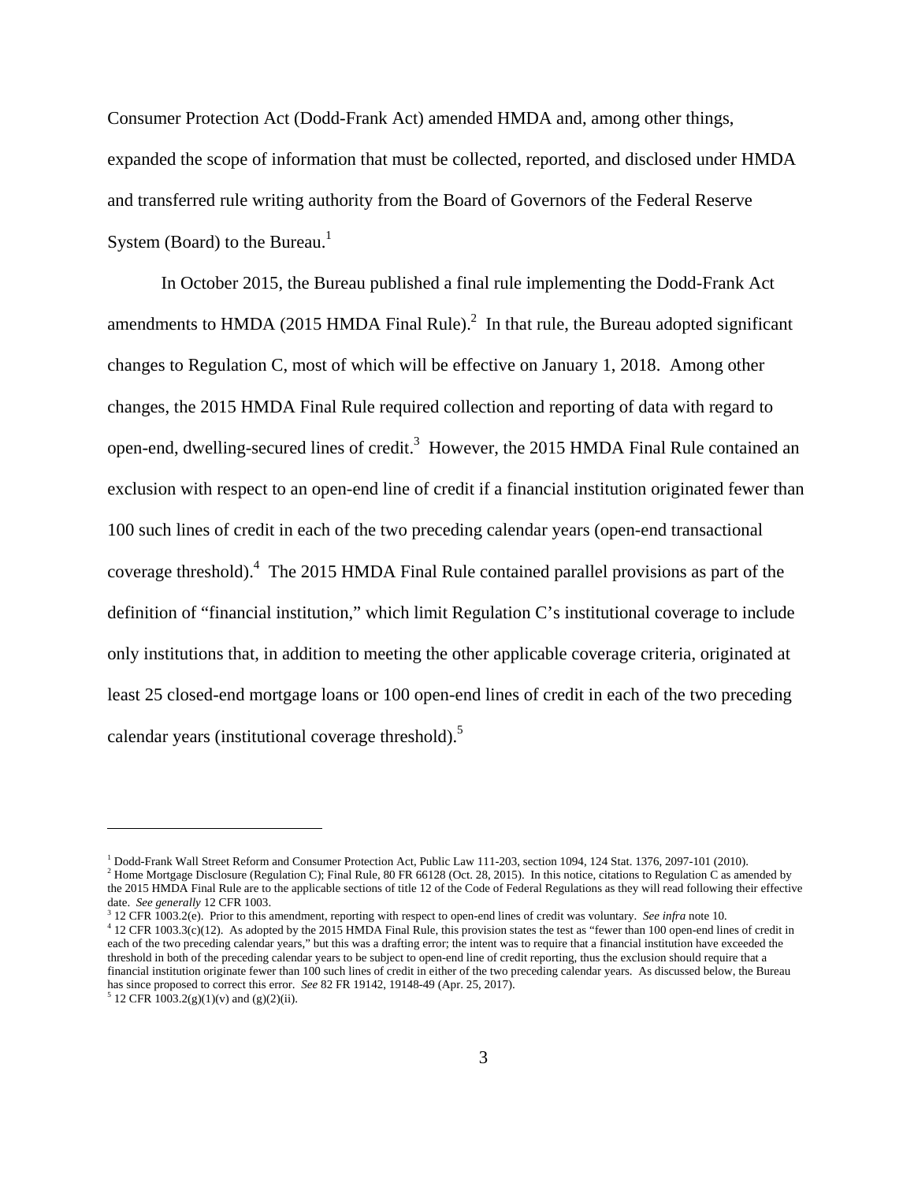Consumer Protection Act (Dodd-Frank Act) amended HMDA and, among other things, expanded the scope of information that must be collected, reported, and disclosed under HMDA and transferred rule writing authority from the Board of Governors of the Federal Reserve System (Board) to the Bureau.[1]

In October 2015, the Bureau published a final rule implementing the Dodd-Frank Act amendments to HMDA (2015 HMDA Final Rule).[2] In that rule, the Bureau adopted significant changes to Regulation C, most of which will be effective on January 1, 2018. Among other changes, the 2015 HMDA Final Rule required collection and reporting of data with regard to open-end, dwelling-secured lines of credit.[3] However, the 2015 HMDA Final Rule contained an exclusion with respect to an open-end line of credit if a financial institution originated fewer than 100 such lines of credit in each of the two preceding calendar years (open-end transactional coverage threshold).[4] The 2015 HMDA Final Rule contained parallel provisions as part of the definition of "financial institution," which limit Regulation C's institutional coverage to include only institutions that, in addition to meeting the other applicable coverage criteria, originated at least 25 closed-end mortgage loans or 100 open-end lines of credit in each of the two preceding calendar years (institutional coverage threshold).[5]

---

[1] Dodd-Frank Wall Street Reform and Consumer Protection Act, Public Law 111-203, section 1094, 124 Stat. 1376, 2097-101 (2010).

[2] Home Mortgage Disclosure (Regulation C); Final Rule, 80 FR 66128 (Oct. 28, 2015). In this notice, citations to Regulation C as amended by the 2015 HMDA Final Rule are to the applicable sections of title 12 of the Code of Federal Regulations as they will read following their effective date. *See generally* 12 CFR 1003.

[3] 12 CFR 1003.2(e). Prior to this amendment, reporting with respect to open-end lines of credit was voluntary. *See infra* note 10.

[4] 12 CFR 1003.3(c)(12). As adopted by the 2015 HMDA Final Rule, this provision states the test as "fewer than 100 open-end lines of credit in each of the two preceding calendar years," but this was a drafting error; the intent was to require that a financial institution have exceeded the threshold in both of the preceding calendar years to be subject to open-end line of credit reporting, thus the exclusion should require that a financial institution originate fewer than 100 such lines of credit in either of the two preceding calendar years. As discussed below, the Bureau has since proposed to correct this error. *See* 82 FR 19142, 19148-49 (Apr. 25, 2017).

[5] 12 CFR 1003.2(g)(1)(v) and (g)(2)(ii).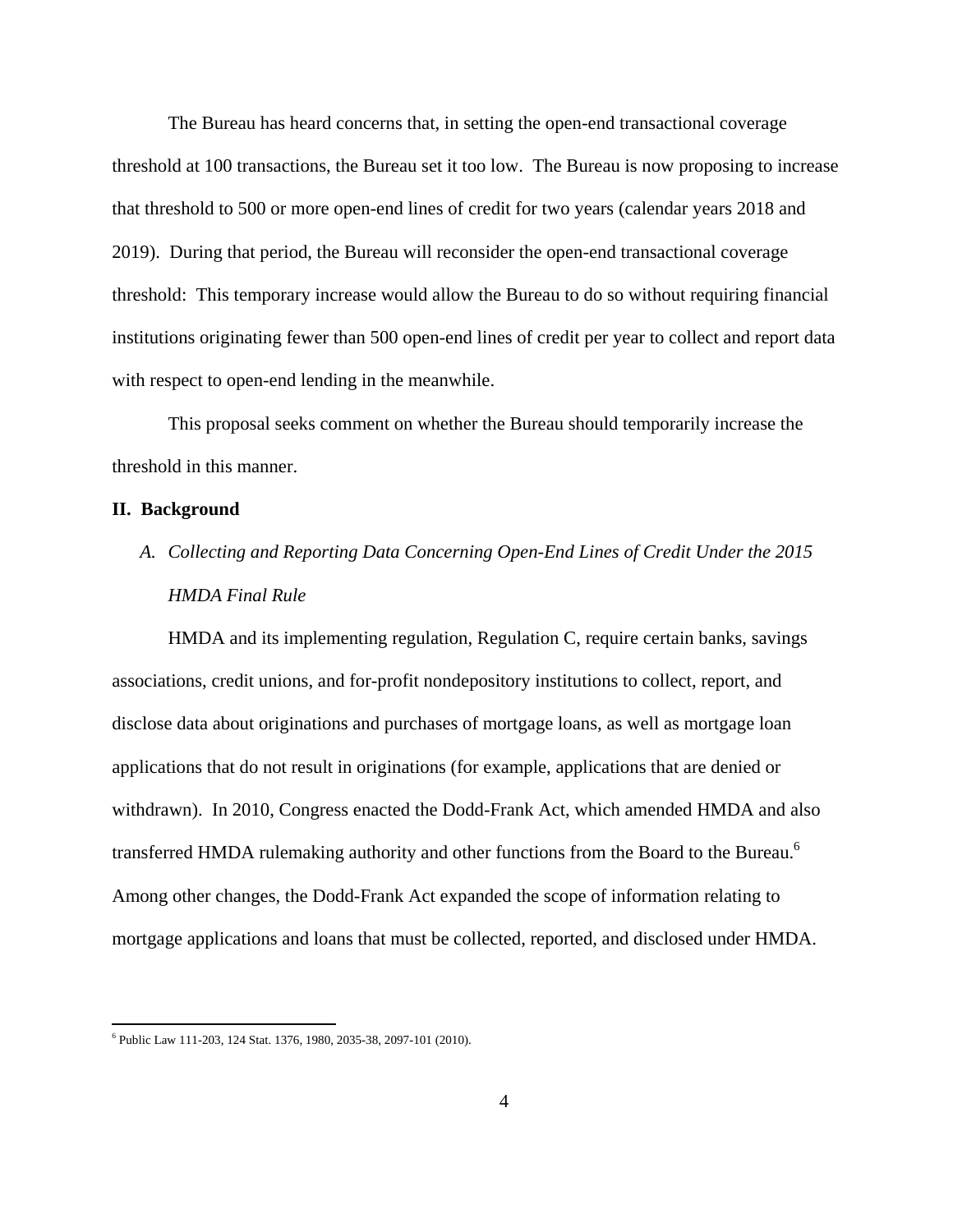The Bureau has heard concerns that, in setting the open-end transactional coverage threshold at 100 transactions, the Bureau set it too low. The Bureau is now proposing to increase that threshold to 500 or more open-end lines of credit for two years (calendar years 2018 and 2019). During that period, the Bureau will reconsider the open-end transactional coverage threshold: This temporary increase would allow the Bureau to do so without requiring financial institutions originating fewer than 500 open-end lines of credit per year to collect and report data with respect to open-end lending in the meanwhile.

This proposal seeks comment on whether the Bureau should temporarily increase the threshold in this manner.

## II. Background

### *A. Collecting and Reporting Data Concerning Open-End Lines of Credit Under the 2015 HMDA Final Rule*

HMDA and its implementing regulation, Regulation C, require certain banks, savings associations, credit unions, and for-profit nondepository institutions to collect, report, and disclose data about originations and purchases of mortgage loans, as well as mortgage loan applications that do not result in originations (for example, applications that are denied or withdrawn). In 2010, Congress enacted the Dodd-Frank Act, which amended HMDA and also transferred HMDA rulemaking authority and other functions from the Board to the Bureau.[6] Among other changes, the Dodd-Frank Act expanded the scope of information relating to mortgage applications and loans that must be collected, reported, and disclosed under HMDA.

---

[6] Public Law 111-203, 124 Stat. 1376, 1980, 2035-38, 2097-101 (2010).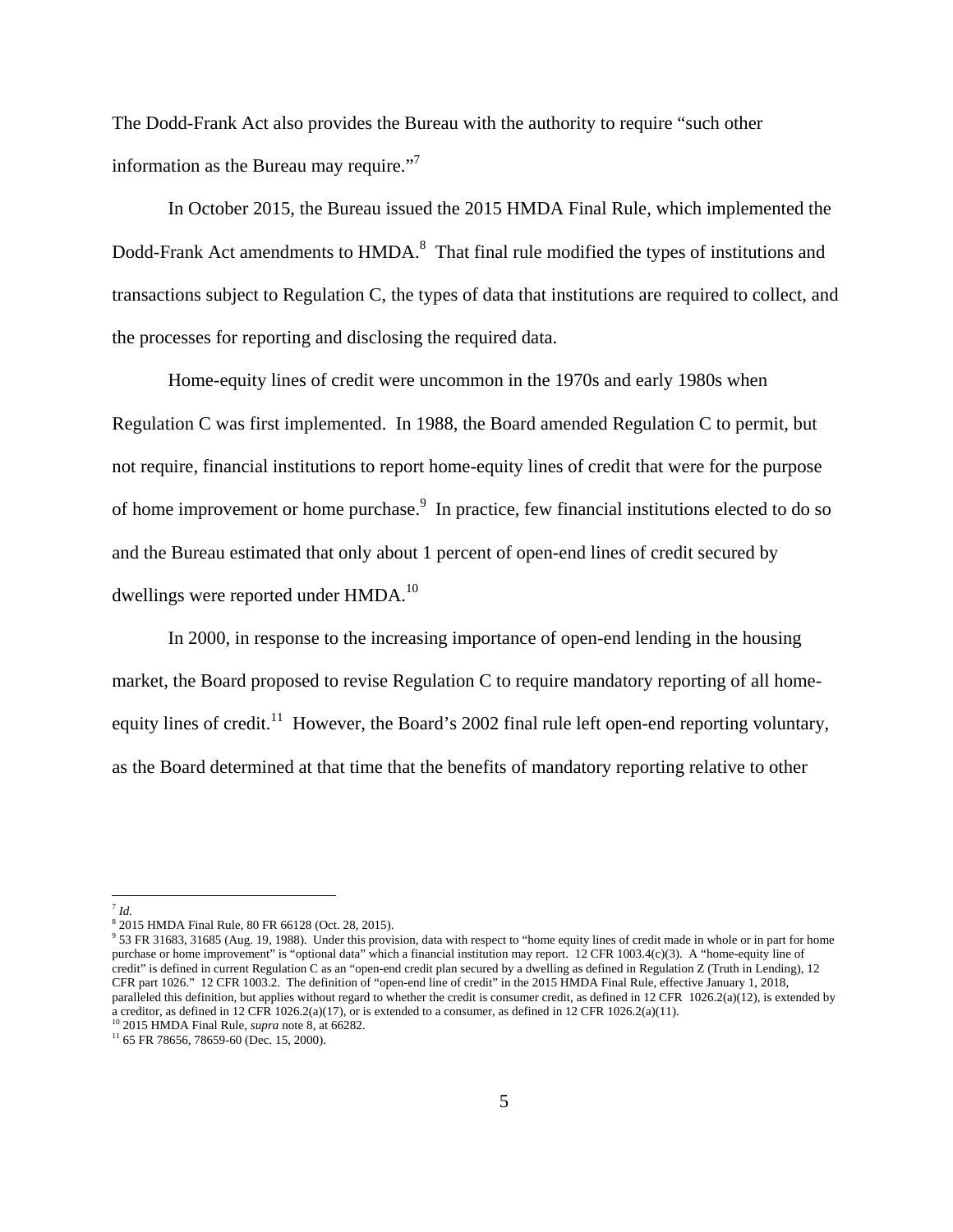The Dodd-Frank Act also provides the Bureau with the authority to require "such other information as the Bureau may require."[7]

In October 2015, the Bureau issued the 2015 HMDA Final Rule, which implemented the Dodd-Frank Act amendments to HMDA.[8] That final rule modified the types of institutions and transactions subject to Regulation C, the types of data that institutions are required to collect, and the processes for reporting and disclosing the required data.

Home-equity lines of credit were uncommon in the 1970s and early 1980s when Regulation C was first implemented. In 1988, the Board amended Regulation C to permit, but not require, financial institutions to report home-equity lines of credit that were for the purpose of home improvement or home purchase.[9] In practice, few financial institutions elected to do so and the Bureau estimated that only about 1 percent of open-end lines of credit secured by dwellings were reported under HMDA.[10]

In 2000, in response to the increasing importance of open-end lending in the housing market, the Board proposed to revise Regulation C to require mandatory reporting of all home-equity lines of credit.[11] However, the Board's 2002 final rule left open-end reporting voluntary, as the Board determined at that time that the benefits of mandatory reporting relative to other

---

[7] *Id.*

[8] 2015 HMDA Final Rule, 80 FR 66128 (Oct. 28, 2015).

[9] 53 FR 31683, 31685 (Aug. 19, 1988). Under this provision, data with respect to "home equity lines of credit made in whole or in part for home purchase or home improvement" is "optional data" which a financial institution may report. 12 CFR 1003.4(c)(3). A "home-equity line of credit" is defined in current Regulation C as an "open-end credit plan secured by a dwelling as defined in Regulation Z (Truth in Lending), 12 CFR part 1026." 12 CFR 1003.2. The definition of "open-end line of credit" in the 2015 HMDA Final Rule, effective January 1, 2018, paralleled this definition, but applies without regard to whether the credit is consumer credit, as defined in 12 CFR 1026.2(a)(12), is extended by a creditor, as defined in 12 CFR 1026.2(a)(17), or is extended to a consumer, as defined in 12 CFR 1026.2(a)(11).

[10] 2015 HMDA Final Rule, *supra* note 8, at 66282.

[11] 65 FR 78656, 78659-60 (Dec. 15, 2000).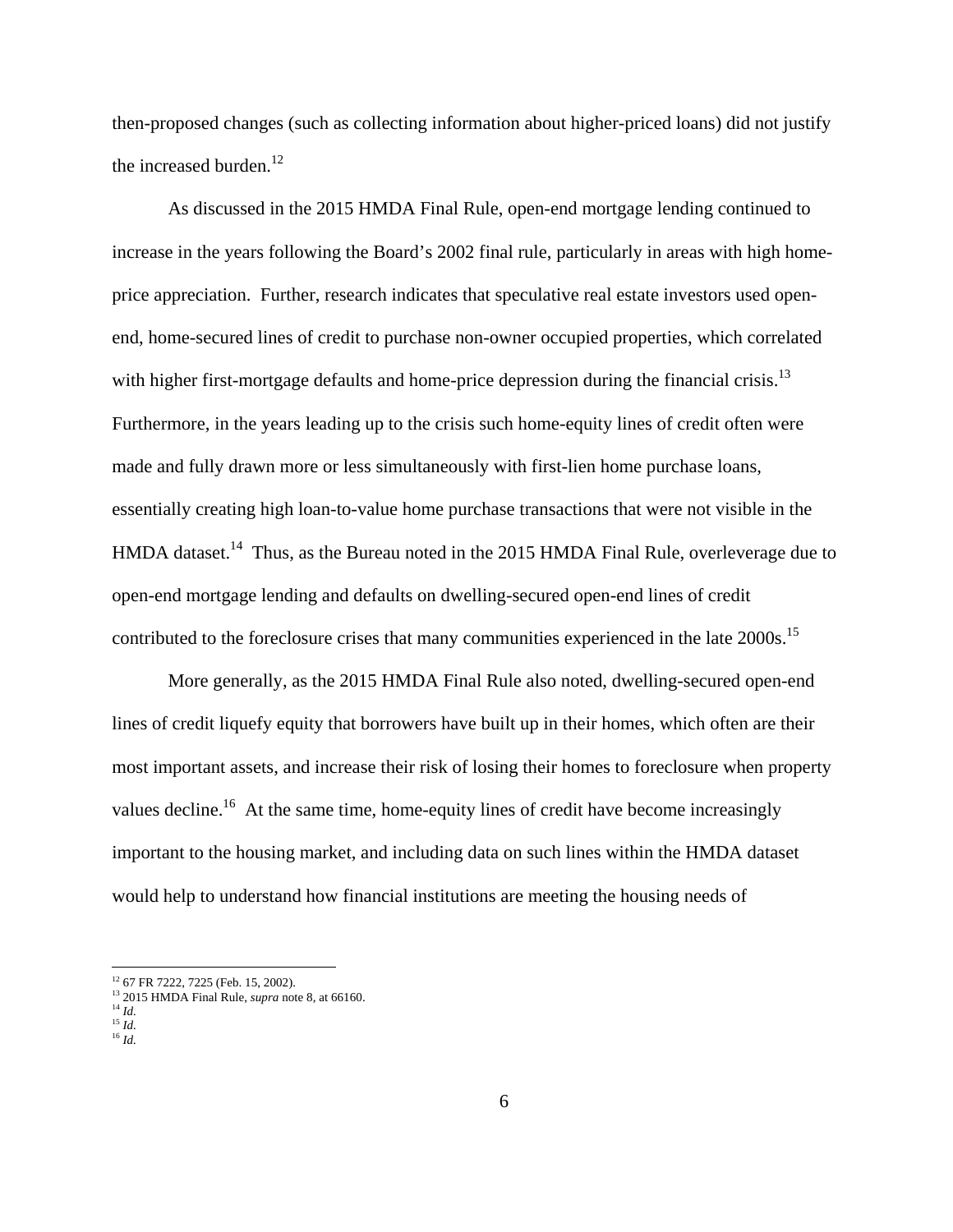then-proposed changes (such as collecting information about higher-priced loans) did not justify the increased burden.[12]

As discussed in the 2015 HMDA Final Rule, open-end mortgage lending continued to increase in the years following the Board's 2002 final rule, particularly in areas with high home-price appreciation. Further, research indicates that speculative real estate investors used open-end, home-secured lines of credit to purchase non-owner occupied properties, which correlated with higher first-mortgage defaults and home-price depression during the financial crisis.[13] Furthermore, in the years leading up to the crisis such home-equity lines of credit often were made and fully drawn more or less simultaneously with first-lien home purchase loans, essentially creating high loan-to-value home purchase transactions that were not visible in the HMDA dataset.[14] Thus, as the Bureau noted in the 2015 HMDA Final Rule, overleverage due to open-end mortgage lending and defaults on dwelling-secured open-end lines of credit contributed to the foreclosure crises that many communities experienced in the late 2000s.[15]

More generally, as the 2015 HMDA Final Rule also noted, dwelling-secured open-end lines of credit liquefy equity that borrowers have built up in their homes, which often are their most important assets, and increase their risk of losing their homes to foreclosure when property values decline.[16] At the same time, home-equity lines of credit have become increasingly important to the housing market, and including data on such lines within the HMDA dataset would help to understand how financial institutions are meeting the housing needs of

---

[12] 67 FR 7222, 7225 (Feb. 15, 2002).

[13] 2015 HMDA Final Rule, *supra* note 8, at 66160.

[14] *Id.*

[15] *Id.*

[16] *Id.*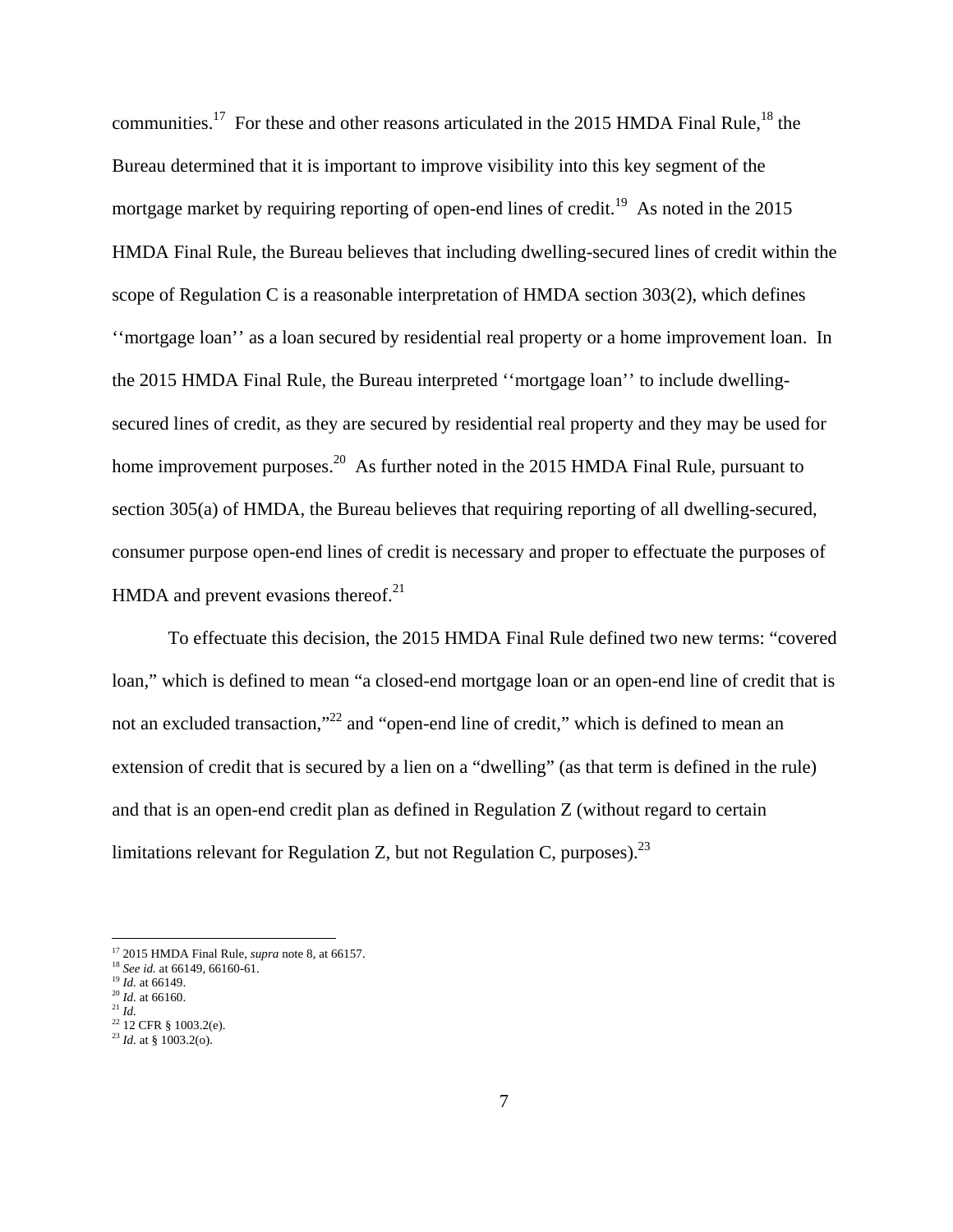communities.[17] For these and other reasons articulated in the 2015 HMDA Final Rule,[18] the Bureau determined that it is important to improve visibility into this key segment of the mortgage market by requiring reporting of open-end lines of credit.[19] As noted in the 2015 HMDA Final Rule, the Bureau believes that including dwelling-secured lines of credit within the scope of Regulation C is a reasonable interpretation of HMDA section 303(2), which defines ''mortgage loan'' as a loan secured by residential real property or a home improvement loan. In the 2015 HMDA Final Rule, the Bureau interpreted ''mortgage loan'' to include dwelling-secured lines of credit, as they are secured by residential real property and they may be used for home improvement purposes.[20] As further noted in the 2015 HMDA Final Rule, pursuant to section 305(a) of HMDA, the Bureau believes that requiring reporting of all dwelling-secured, consumer purpose open-end lines of credit is necessary and proper to effectuate the purposes of HMDA and prevent evasions thereof.[21]

To effectuate this decision, the 2015 HMDA Final Rule defined two new terms: "covered loan," which is defined to mean "a closed-end mortgage loan or an open-end line of credit that is not an excluded transaction,"[22] and "open-end line of credit," which is defined to mean an extension of credit that is secured by a lien on a "dwelling" (as that term is defined in the rule) and that is an open-end credit plan as defined in Regulation Z (without regard to certain limitations relevant for Regulation Z, but not Regulation C, purposes).[23]

---

[17] 2015 HMDA Final Rule, *supra* note 8, at 66157.
[18] *See id.* at 66149, 66160-61.
[19] *Id.* at 66149.
[20] *Id.* at 66160.
[21] *Id.*
[22] 12 CFR § 1003.2(e).
[23] *Id.* at § 1003.2(o).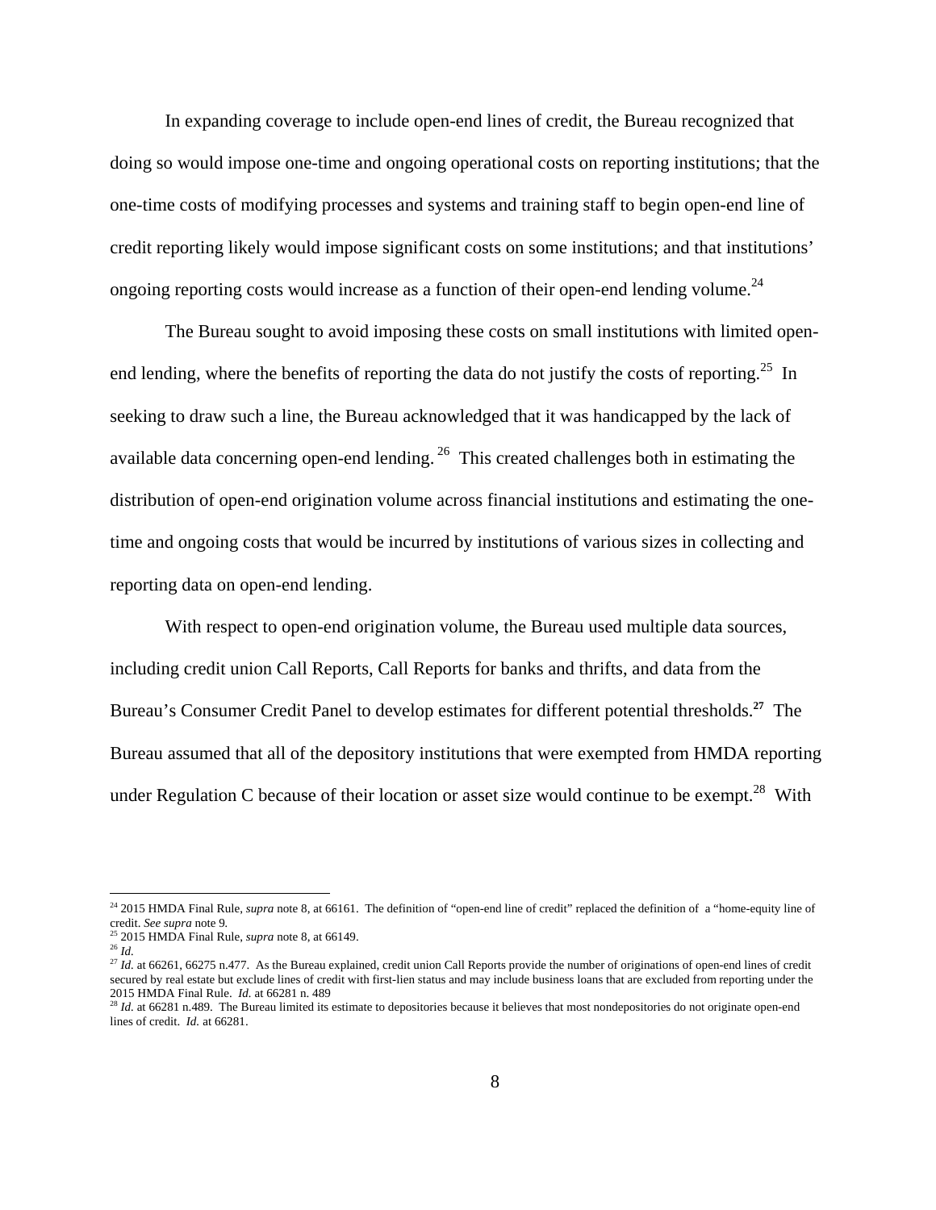In expanding coverage to include open-end lines of credit, the Bureau recognized that doing so would impose one-time and ongoing operational costs on reporting institutions; that the one-time costs of modifying processes and systems and training staff to begin open-end line of credit reporting likely would impose significant costs on some institutions; and that institutions' ongoing reporting costs would increase as a function of their open-end lending volume.[24]

The Bureau sought to avoid imposing these costs on small institutions with limited open-end lending, where the benefits of reporting the data do not justify the costs of reporting.[25] In seeking to draw such a line, the Bureau acknowledged that it was handicapped by the lack of available data concerning open-end lending.[26] This created challenges both in estimating the distribution of open-end origination volume across financial institutions and estimating the one-time and ongoing costs that would be incurred by institutions of various sizes in collecting and reporting data on open-end lending.

With respect to open-end origination volume, the Bureau used multiple data sources, including credit union Call Reports, Call Reports for banks and thrifts, and data from the Bureau's Consumer Credit Panel to develop estimates for different potential thresholds.[27] The Bureau assumed that all of the depository institutions that were exempted from HMDA reporting under Regulation C because of their location or asset size would continue to be exempt.[28] With

---

[24] 2015 HMDA Final Rule, *supra* note 8, at 66161. The definition of "open-end line of credit" replaced the definition of a "home-equity line of credit. *See supra* note 9.

[25] 2015 HMDA Final Rule, *supra* note 8, at 66149.

[26] *Id.*

[27] *Id.* at 66261, 66275 n.477. As the Bureau explained, credit union Call Reports provide the number of originations of open-end lines of credit secured by real estate but exclude lines of credit with first-lien status and may include business loans that are excluded from reporting under the 2015 HMDA Final Rule. *Id.* at 66281 n. 489

[28] *Id.* at 66281 n.489. The Bureau limited its estimate to depositories because it believes that most nondepositories do not originate open-end lines of credit. *Id.* at 66281.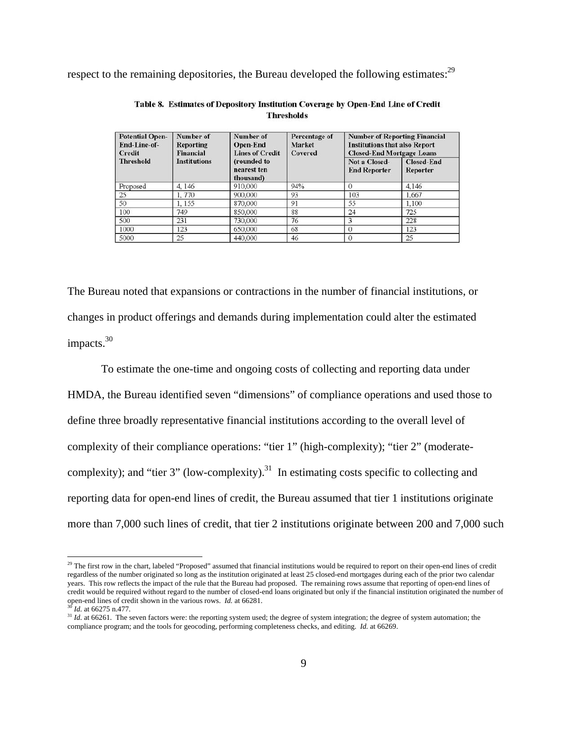respect to the remaining depositories, the Bureau developed the following estimates:[29]

**Table 8. Estimates of Depository Institution Coverage by Open-End Line of Credit Thresholds**

| Potential Open-End-Line-of-Credit Threshold | Number of Reporting Financial Institutions | Number of Open-End Lines of Credit (rounded to nearest ten thousand) | Percentage of Market Covered | Number of Reporting Financial Institutions that also Report Closed-End Mortgage Loans | |
|---|---|---|---|---|---|
| | | | | Not a Closed-End Reporter | Closed-End Reporter |
| Proposed | 4, 146 | 910,000 | 94% | 0 | 4,146 |
| 25 | 1, 770 | 900,000 | 93 | 103 | 1,667 |
| 50 | 1, 155 | 870,000 | 91 | 55 | 1,100 |
| 100 | 749 | 850,000 | 88 | 24 | 725 |
| 500 | 231 | 730,000 | 76 | 3 | 228 |
| 1000 | 123 | 650,000 | 68 | 0 | 123 |
| 5000 | 25 | 440,000 | 46 | 0 | 25 |

The Bureau noted that expansions or contractions in the number of financial institutions, or changes in product offerings and demands during implementation could alter the estimated impacts.[30]

To estimate the one-time and ongoing costs of collecting and reporting data under HMDA, the Bureau identified seven "dimensions" of compliance operations and used those to define three broadly representative financial institutions according to the overall level of complexity of their compliance operations: "tier 1" (high-complexity); "tier 2" (moderate-complexity); and "tier 3" (low-complexity).[31] In estimating costs specific to collecting and reporting data for open-end lines of credit, the Bureau assumed that tier 1 institutions originate more than 7,000 such lines of credit, that tier 2 institutions originate between 200 and 7,000 such

[29] The first row in the chart, labeled "Proposed" assumed that financial institutions would be required to report on their open-end lines of credit regardless of the number originated so long as the institution originated at least 25 closed-end mortgages during each of the prior two calendar years. This row reflects the impact of the rule that the Bureau had proposed. The remaining rows assume that reporting of open-end lines of credit would be required without regard to the number of closed-end loans originated but only if the financial institution originated the number of open-end lines of credit shown in the various rows. *Id.* at 66281.

[30] *Id.* at 66275 n.477.

[31] *Id.* at 66261. The seven factors were: the reporting system used; the degree of system integration; the degree of system automation; the compliance program; and the tools for geocoding, performing completeness checks, and editing. *Id.* at 66269.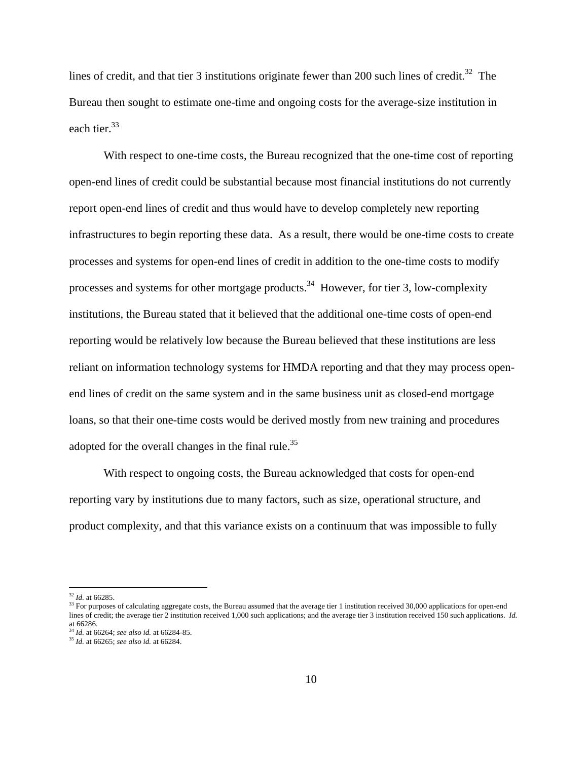lines of credit, and that tier 3 institutions originate fewer than 200 such lines of credit.[32] The Bureau then sought to estimate one-time and ongoing costs for the average-size institution in each tier.[33]

With respect to one-time costs, the Bureau recognized that the one-time cost of reporting open-end lines of credit could be substantial because most financial institutions do not currently report open-end lines of credit and thus would have to develop completely new reporting infrastructures to begin reporting these data. As a result, there would be one-time costs to create processes and systems for open-end lines of credit in addition to the one-time costs to modify processes and systems for other mortgage products.[34] However, for tier 3, low-complexity institutions, the Bureau stated that it believed that the additional one-time costs of open-end reporting would be relatively low because the Bureau believed that these institutions are less reliant on information technology systems for HMDA reporting and that they may process open-end lines of credit on the same system and in the same business unit as closed-end mortgage loans, so that their one-time costs would be derived mostly from new training and procedures adopted for the overall changes in the final rule.[35]

With respect to ongoing costs, the Bureau acknowledged that costs for open-end reporting vary by institutions due to many factors, such as size, operational structure, and product complexity, and that this variance exists on a continuum that was impossible to fully

---

[32] *Id.* at 66285.

[33] For purposes of calculating aggregate costs, the Bureau assumed that the average tier 1 institution received 30,000 applications for open-end lines of credit; the average tier 2 institution received 1,000 such applications; and the average tier 3 institution received 150 such applications. *Id.* at 66286.

[34] *Id.* at 66264; *see also id.* at 66284-85.

[35] *Id.* at 66265; *see also id.* at 66284.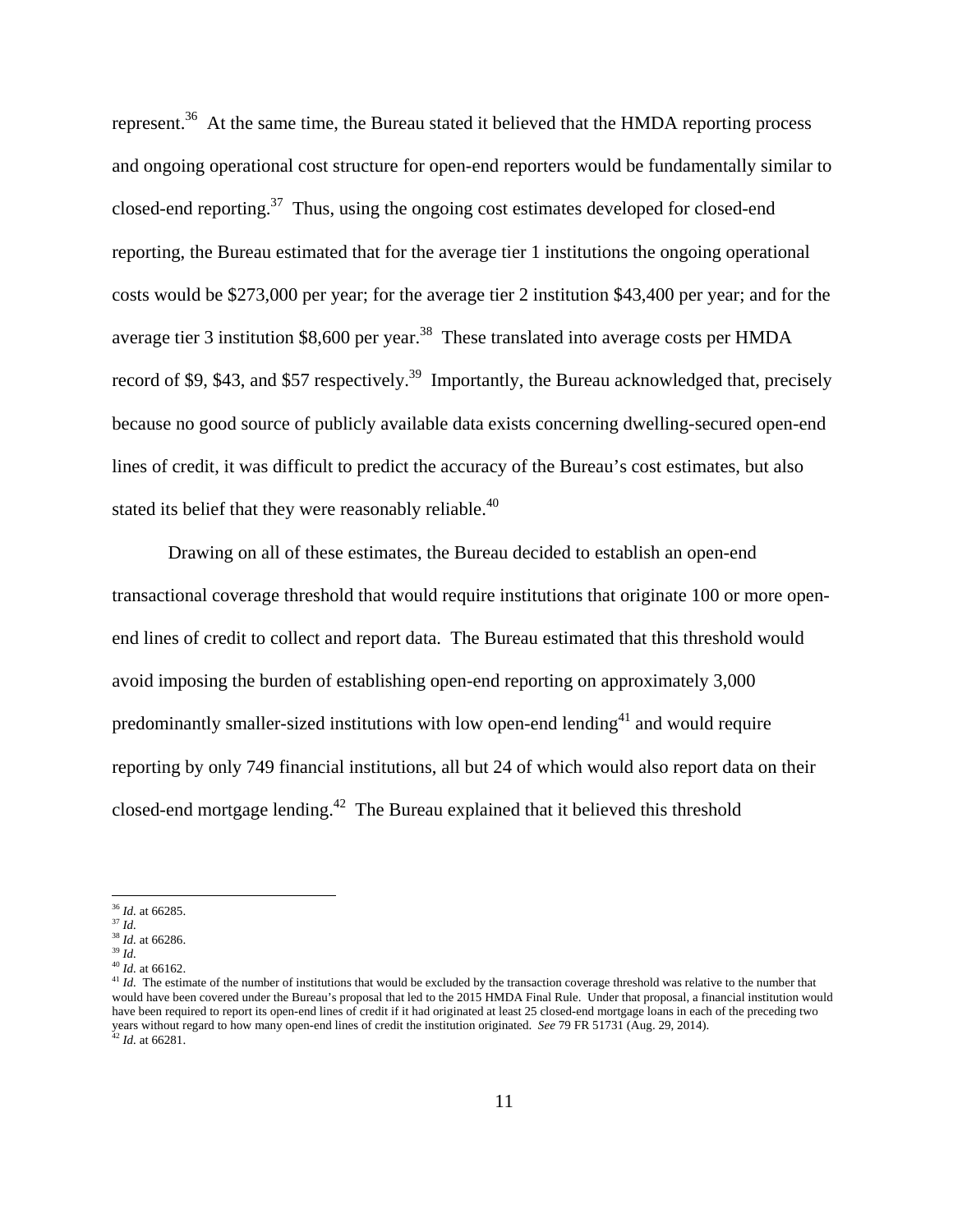represent.[36] At the same time, the Bureau stated it believed that the HMDA reporting process and ongoing operational cost structure for open-end reporters would be fundamentally similar to closed-end reporting.[37] Thus, using the ongoing cost estimates developed for closed-end reporting, the Bureau estimated that for the average tier 1 institutions the ongoing operational costs would be $273,000 per year; for the average tier 2 institution $43,400 per year; and for the average tier 3 institution $8,600 per year.[38] These translated into average costs per HMDA record of $9, $43, and $57 respectively.[39] Importantly, the Bureau acknowledged that, precisely because no good source of publicly available data exists concerning dwelling-secured open-end lines of credit, it was difficult to predict the accuracy of the Bureau's cost estimates, but also stated its belief that they were reasonably reliable.[40]

Drawing on all of these estimates, the Bureau decided to establish an open-end transactional coverage threshold that would require institutions that originate 100 or more open-end lines of credit to collect and report data. The Bureau estimated that this threshold would avoid imposing the burden of establishing open-end reporting on approximately 3,000 predominantly smaller-sized institutions with low open-end lending[41] and would require reporting by only 749 financial institutions, all but 24 of which would also report data on their closed-end mortgage lending.[42] The Bureau explained that it believed this threshold

---

[36] *Id.* at 66285.

[37] *Id.*

[38] *Id.* at 66286.

[39] *Id.*

[40] *Id.* at 66162.

[41] *Id.* The estimate of the number of institutions that would be excluded by the transaction coverage threshold was relative to the number that would have been covered under the Bureau's proposal that led to the 2015 HMDA Final Rule. Under that proposal, a financial institution would have been required to report its open-end lines of credit if it had originated at least 25 closed-end mortgage loans in each of the preceding two years without regard to how many open-end lines of credit the institution originated. *See* 79 FR 51731 (Aug. 29, 2014).

[42] *Id.* at 66281.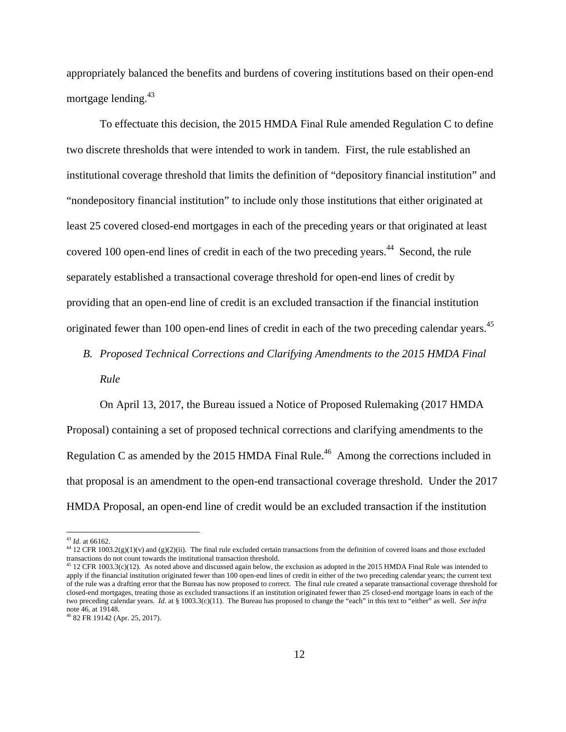appropriately balanced the benefits and burdens of covering institutions based on their open-end mortgage lending.[43]

To effectuate this decision, the 2015 HMDA Final Rule amended Regulation C to define two discrete thresholds that were intended to work in tandem. First, the rule established an institutional coverage threshold that limits the definition of "depository financial institution" and "nondepository financial institution" to include only those institutions that either originated at least 25 covered closed-end mortgages in each of the preceding years or that originated at least covered 100 open-end lines of credit in each of the two preceding years.[44] Second, the rule separately established a transactional coverage threshold for open-end lines of credit by providing that an open-end line of credit is an excluded transaction if the financial institution originated fewer than 100 open-end lines of credit in each of the two preceding calendar years.[45]

### *B. Proposed Technical Corrections and Clarifying Amendments to the 2015 HMDA Final Rule*

On April 13, 2017, the Bureau issued a Notice of Proposed Rulemaking (2017 HMDA Proposal) containing a set of proposed technical corrections and clarifying amendments to the Regulation C as amended by the 2015 HMDA Final Rule.[46] Among the corrections included in that proposal is an amendment to the open-end transactional coverage threshold. Under the 2017 HMDA Proposal, an open-end line of credit would be an excluded transaction if the institution

---

[43] *Id.* at 66162.

[44] 12 CFR 1003.2(g)(1)(v) and (g)(2)(ii). The final rule excluded certain transactions from the definition of covered loans and those excluded transactions do not count towards the institutional transaction threshold.

[45] 12 CFR 1003.3(c)(12). As noted above and discussed again below, the exclusion as adopted in the 2015 HMDA Final Rule was intended to apply if the financial institution originated fewer than 100 open-end lines of credit in either of the two preceding calendar years; the current text of the rule was a drafting error that the Bureau has now proposed to correct. The final rule created a separate transactional coverage threshold for closed-end mortgages, treating those as excluded transactions if an institution originated fewer than 25 closed-end mortgage loans in each of the two preceding calendar years. *Id.* at § 1003.3(c)(11). The Bureau has proposed to change the "each" in this text to "either" as well. *See infra* note 46, at 19148.

[46] 82 FR 19142 (Apr. 25, 2017).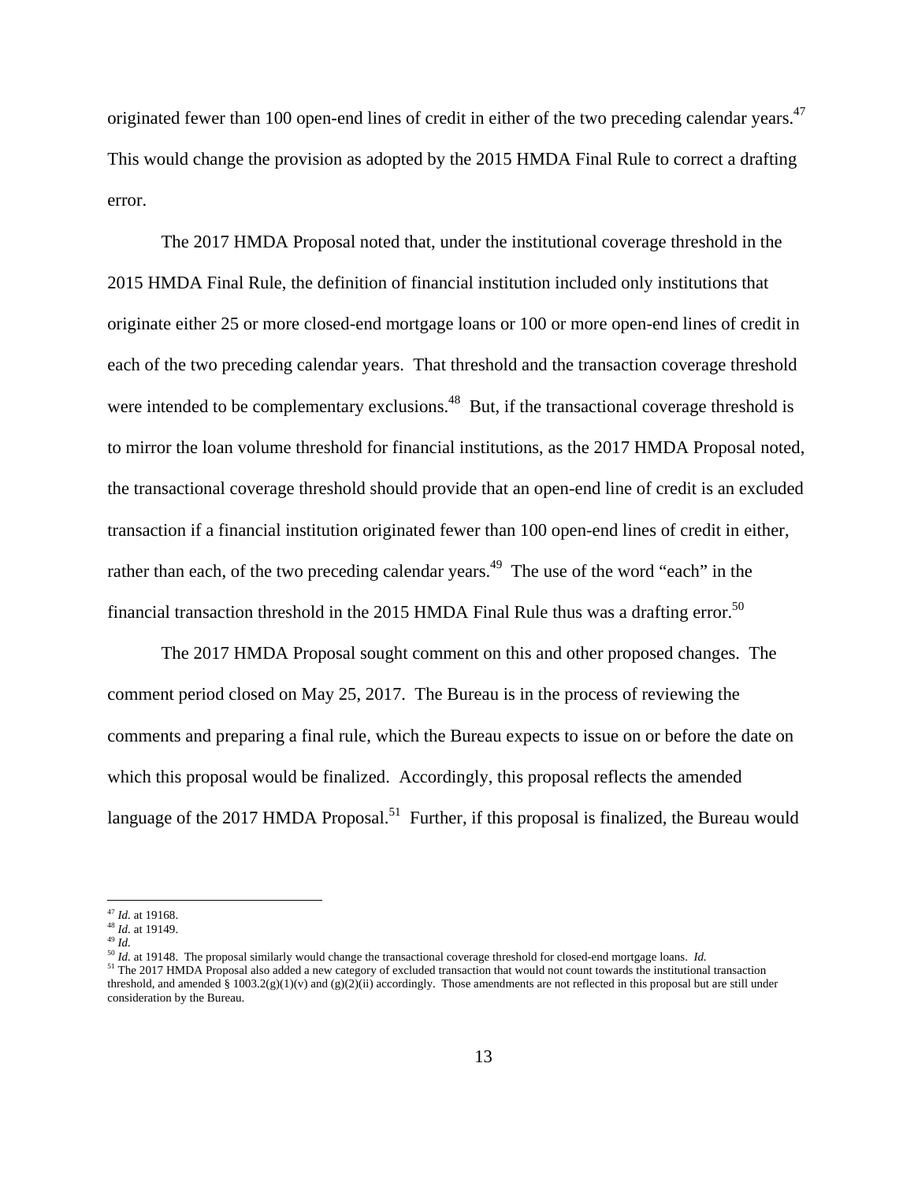originated fewer than 100 open-end lines of credit in either of the two preceding calendar years.[47] This would change the provision as adopted by the 2015 HMDA Final Rule to correct a drafting error.

The 2017 HMDA Proposal noted that, under the institutional coverage threshold in the 2015 HMDA Final Rule, the definition of financial institution included only institutions that originate either 25 or more closed-end mortgage loans or 100 or more open-end lines of credit in each of the two preceding calendar years. That threshold and the transaction coverage threshold were intended to be complementary exclusions.[48] But, if the transactional coverage threshold is to mirror the loan volume threshold for financial institutions, as the 2017 HMDA Proposal noted, the transactional coverage threshold should provide that an open-end line of credit is an excluded transaction if a financial institution originated fewer than 100 open-end lines of credit in either, rather than each, of the two preceding calendar years.[49] The use of the word "each" in the financial transaction threshold in the 2015 HMDA Final Rule thus was a drafting error.[50]

The 2017 HMDA Proposal sought comment on this and other proposed changes. The comment period closed on May 25, 2017. The Bureau is in the process of reviewing the comments and preparing a final rule, which the Bureau expects to issue on or before the date on which this proposal would be finalized. Accordingly, this proposal reflects the amended language of the 2017 HMDA Proposal.[51] Further, if this proposal is finalized, the Bureau would

---

[47] *Id.* at 19168.

[48] *Id.* at 19149.

[49] *Id.*

[50] *Id.* at 19148. The proposal similarly would change the transactional coverage threshold for closed-end mortgage loans. *Id.*

[51] The 2017 HMDA Proposal also added a new category of excluded transaction that would not count towards the institutional transaction threshold, and amended § 1003.2(g)(1)(v) and (g)(2)(ii) accordingly. Those amendments are not reflected in this proposal but are still under consideration by the Bureau.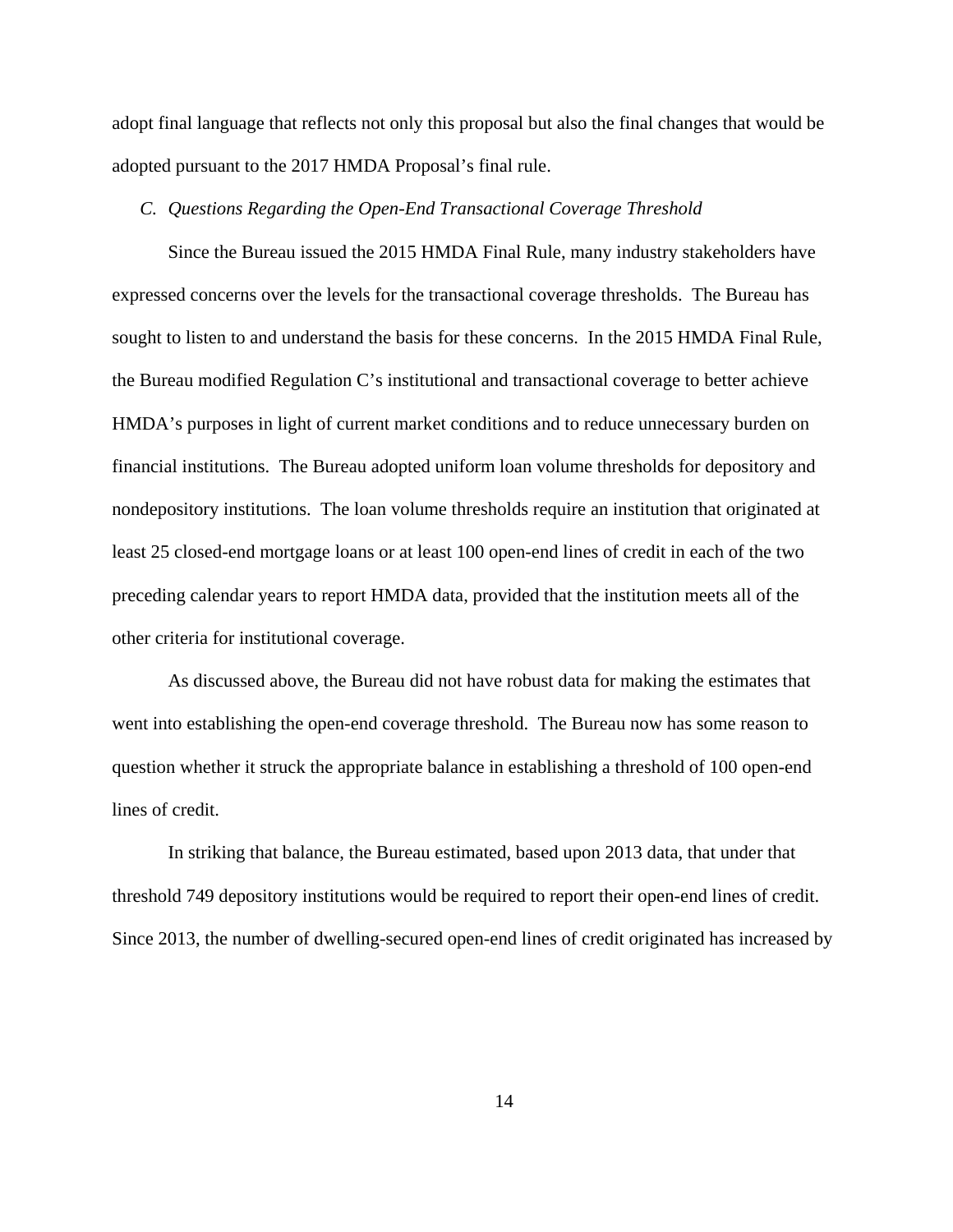adopt final language that reflects not only this proposal but also the final changes that would be adopted pursuant to the 2017 HMDA Proposal's final rule.

### *C. Questions Regarding the Open-End Transactional Coverage Threshold*

Since the Bureau issued the 2015 HMDA Final Rule, many industry stakeholders have expressed concerns over the levels for the transactional coverage thresholds. The Bureau has sought to listen to and understand the basis for these concerns. In the 2015 HMDA Final Rule, the Bureau modified Regulation C's institutional and transactional coverage to better achieve HMDA's purposes in light of current market conditions and to reduce unnecessary burden on financial institutions. The Bureau adopted uniform loan volume thresholds for depository and nondepository institutions. The loan volume thresholds require an institution that originated at least 25 closed-end mortgage loans or at least 100 open-end lines of credit in each of the two preceding calendar years to report HMDA data, provided that the institution meets all of the other criteria for institutional coverage.

As discussed above, the Bureau did not have robust data for making the estimates that went into establishing the open-end coverage threshold. The Bureau now has some reason to question whether it struck the appropriate balance in establishing a threshold of 100 open-end lines of credit.

In striking that balance, the Bureau estimated, based upon 2013 data, that under that threshold 749 depository institutions would be required to report their open-end lines of credit. Since 2013, the number of dwelling-secured open-end lines of credit originated has increased by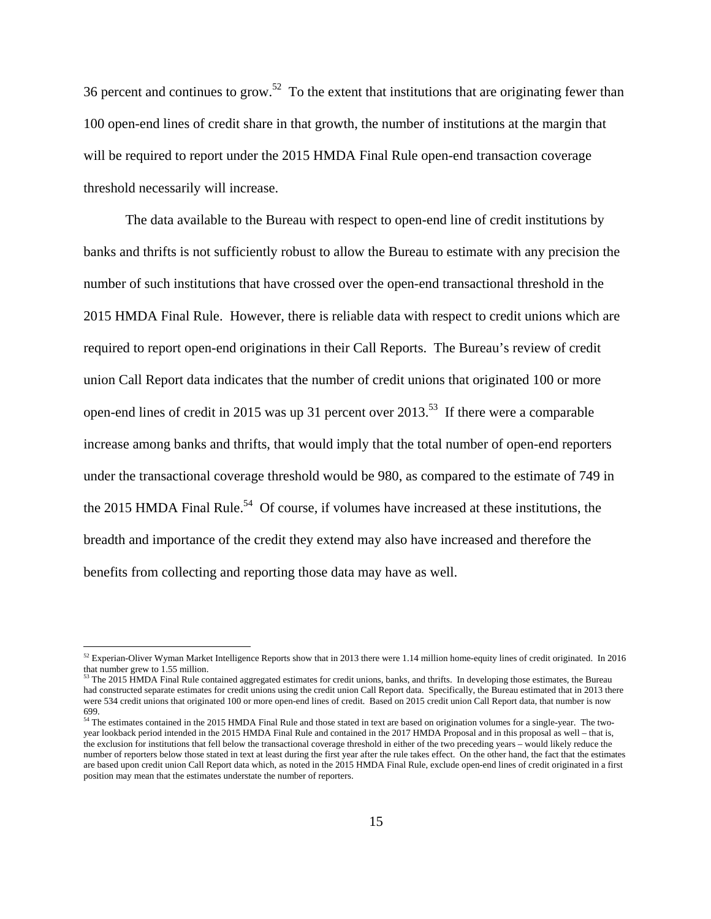36 percent and continues to grow.[52] To the extent that institutions that are originating fewer than 100 open-end lines of credit share in that growth, the number of institutions at the margin that will be required to report under the 2015 HMDA Final Rule open-end transaction coverage threshold necessarily will increase.

The data available to the Bureau with respect to open-end line of credit institutions by banks and thrifts is not sufficiently robust to allow the Bureau to estimate with any precision the number of such institutions that have crossed over the open-end transactional threshold in the 2015 HMDA Final Rule. However, there is reliable data with respect to credit unions which are required to report open-end originations in their Call Reports. The Bureau's review of credit union Call Report data indicates that the number of credit unions that originated 100 or more open-end lines of credit in 2015 was up 31 percent over 2013.[53] If there were a comparable increase among banks and thrifts, that would imply that the total number of open-end reporters under the transactional coverage threshold would be 980, as compared to the estimate of 749 in the 2015 HMDA Final Rule.[54] Of course, if volumes have increased at these institutions, the breadth and importance of the credit they extend may also have increased and therefore the benefits from collecting and reporting those data may have as well.

---

[52] Experian-Oliver Wyman Market Intelligence Reports show that in 2013 there were 1.14 million home-equity lines of credit originated. In 2016 that number grew to 1.55 million.

[53] The 2015 HMDA Final Rule contained aggregated estimates for credit unions, banks, and thrifts. In developing those estimates, the Bureau had constructed separate estimates for credit unions using the credit union Call Report data. Specifically, the Bureau estimated that in 2013 there were 534 credit unions that originated 100 or more open-end lines of credit. Based on 2015 credit union Call Report data, that number is now 699.

[54] The estimates contained in the 2015 HMDA Final Rule and those stated in text are based on origination volumes for a single-year. The two-year lookback period intended in the 2015 HMDA Final Rule and contained in the 2017 HMDA Proposal and in this proposal as well – that is, the exclusion for institutions that fell below the transactional coverage threshold in either of the two preceding years – would likely reduce the number of reporters below those stated in text at least during the first year after the rule takes effect. On the other hand, the fact that the estimates are based upon credit union Call Report data which, as noted in the 2015 HMDA Final Rule, exclude open-end lines of credit originated in a first position may mean that the estimates understate the number of reporters.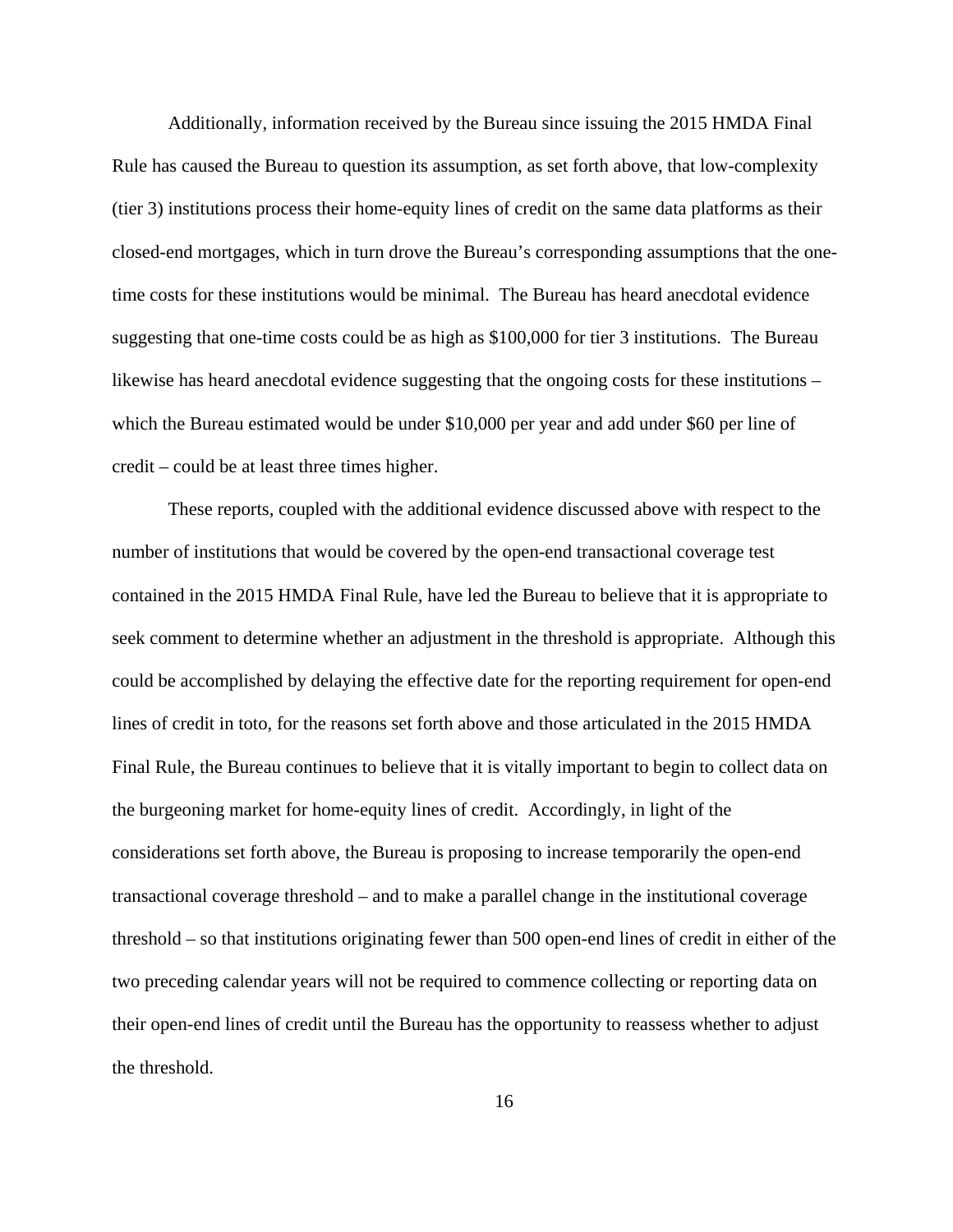Additionally, information received by the Bureau since issuing the 2015 HMDA Final Rule has caused the Bureau to question its assumption, as set forth above, that low-complexity (tier 3) institutions process their home-equity lines of credit on the same data platforms as their closed-end mortgages, which in turn drove the Bureau's corresponding assumptions that the one-time costs for these institutions would be minimal. The Bureau has heard anecdotal evidence suggesting that one-time costs could be as high as $100,000 for tier 3 institutions. The Bureau likewise has heard anecdotal evidence suggesting that the ongoing costs for these institutions – which the Bureau estimated would be under $10,000 per year and add under $60 per line of credit – could be at least three times higher.

These reports, coupled with the additional evidence discussed above with respect to the number of institutions that would be covered by the open-end transactional coverage test contained in the 2015 HMDA Final Rule, have led the Bureau to believe that it is appropriate to seek comment to determine whether an adjustment in the threshold is appropriate. Although this could be accomplished by delaying the effective date for the reporting requirement for open-end lines of credit in toto, for the reasons set forth above and those articulated in the 2015 HMDA Final Rule, the Bureau continues to believe that it is vitally important to begin to collect data on the burgeoning market for home-equity lines of credit. Accordingly, in light of the considerations set forth above, the Bureau is proposing to increase temporarily the open-end transactional coverage threshold – and to make a parallel change in the institutional coverage threshold – so that institutions originating fewer than 500 open-end lines of credit in either of the two preceding calendar years will not be required to commence collecting or reporting data on their open-end lines of credit until the Bureau has the opportunity to reassess whether to adjust the threshold.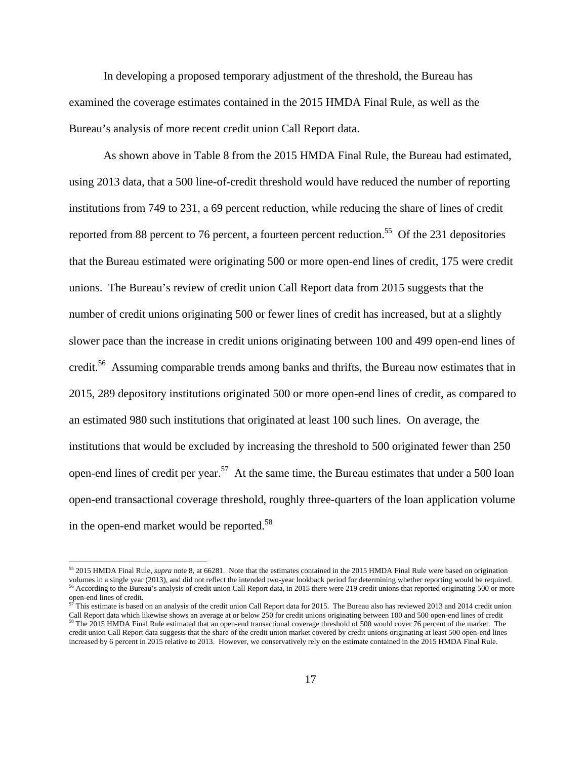In developing a proposed temporary adjustment of the threshold, the Bureau has examined the coverage estimates contained in the 2015 HMDA Final Rule, as well as the Bureau's analysis of more recent credit union Call Report data.

As shown above in Table 8 from the 2015 HMDA Final Rule, the Bureau had estimated, using 2013 data, that a 500 line-of-credit threshold would have reduced the number of reporting institutions from 749 to 231, a 69 percent reduction, while reducing the share of lines of credit reported from 88 percent to 76 percent, a fourteen percent reduction.[55] Of the 231 depositories that the Bureau estimated were originating 500 or more open-end lines of credit, 175 were credit unions. The Bureau's review of credit union Call Report data from 2015 suggests that the number of credit unions originating 500 or fewer lines of credit has increased, but at a slightly slower pace than the increase in credit unions originating between 100 and 499 open-end lines of credit.[56] Assuming comparable trends among banks and thrifts, the Bureau now estimates that in 2015, 289 depository institutions originated 500 or more open-end lines of credit, as compared to an estimated 980 such institutions that originated at least 100 such lines. On average, the institutions that would be excluded by increasing the threshold to 500 originated fewer than 250 open-end lines of credit per year.[57] At the same time, the Bureau estimates that under a 500 loan open-end transactional coverage threshold, roughly three-quarters of the loan application volume in the open-end market would be reported.[58]

---

[55] 2015 HMDA Final Rule, *supra* note 8, at 66281. Note that the estimates contained in the 2015 HMDA Final Rule were based on origination volumes in a single year (2013), and did not reflect the intended two-year lookback period for determining whether reporting would be required.

[56] According to the Bureau's analysis of credit union Call Report data, in 2015 there were 219 credit unions that reported originating 500 or more open-end lines of credit.

[57] This estimate is based on an analysis of the credit union Call Report data for 2015. The Bureau also has reviewed 2013 and 2014 credit union Call Report data which likewise shows an average at or below 250 for credit unions originating between 100 and 500 open-end lines of credit

[58] The 2015 HMDA Final Rule estimated that an open-end transactional coverage threshold of 500 would cover 76 percent of the market. The credit union Call Report data suggests that the share of the credit union market covered by credit unions originating at least 500 open-end lines increased by 6 percent in 2015 relative to 2013. However, we conservatively rely on the estimate contained in the 2015 HMDA Final Rule.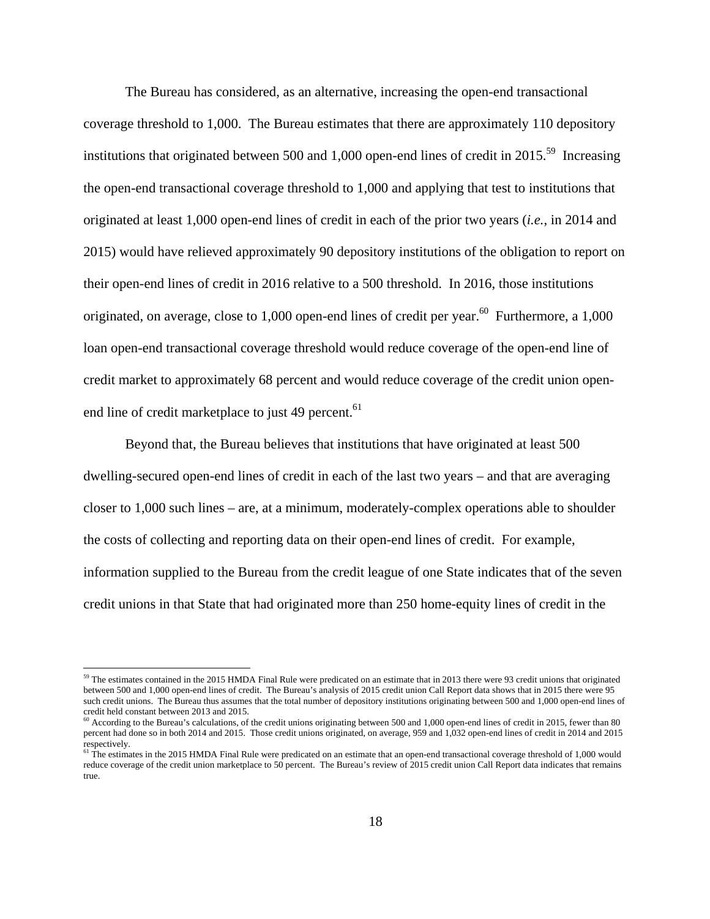The Bureau has considered, as an alternative, increasing the open-end transactional coverage threshold to 1,000. The Bureau estimates that there are approximately 110 depository institutions that originated between 500 and 1,000 open-end lines of credit in 2015.[59] Increasing the open-end transactional coverage threshold to 1,000 and applying that test to institutions that originated at least 1,000 open-end lines of credit in each of the prior two years (*i.e.*, in 2014 and 2015) would have relieved approximately 90 depository institutions of the obligation to report on their open-end lines of credit in 2016 relative to a 500 threshold. In 2016, those institutions originated, on average, close to 1,000 open-end lines of credit per year.[60] Furthermore, a 1,000 loan open-end transactional coverage threshold would reduce coverage of the open-end line of credit market to approximately 68 percent and would reduce coverage of the credit union open-end line of credit marketplace to just 49 percent.[61]

Beyond that, the Bureau believes that institutions that have originated at least 500 dwelling-secured open-end lines of credit in each of the last two years – and that are averaging closer to 1,000 such lines – are, at a minimum, moderately-complex operations able to shoulder the costs of collecting and reporting data on their open-end lines of credit. For example, information supplied to the Bureau from the credit league of one State indicates that of the seven credit unions in that State that had originated more than 250 home-equity lines of credit in the

---

[59] The estimates contained in the 2015 HMDA Final Rule were predicated on an estimate that in 2013 there were 93 credit unions that originated between 500 and 1,000 open-end lines of credit. The Bureau's analysis of 2015 credit union Call Report data shows that in 2015 there were 95 such credit unions. The Bureau thus assumes that the total number of depository institutions originating between 500 and 1,000 open-end lines of credit held constant between 2013 and 2015.

[60] According to the Bureau's calculations, of the credit unions originating between 500 and 1,000 open-end lines of credit in 2015, fewer than 80 percent had done so in both 2014 and 2015. Those credit unions originated, on average, 959 and 1,032 open-end lines of credit in 2014 and 2015 respectively.

[61] The estimates in the 2015 HMDA Final Rule were predicated on an estimate that an open-end transactional coverage threshold of 1,000 would reduce coverage of the credit union marketplace to 50 percent. The Bureau's review of 2015 credit union Call Report data indicates that remains true.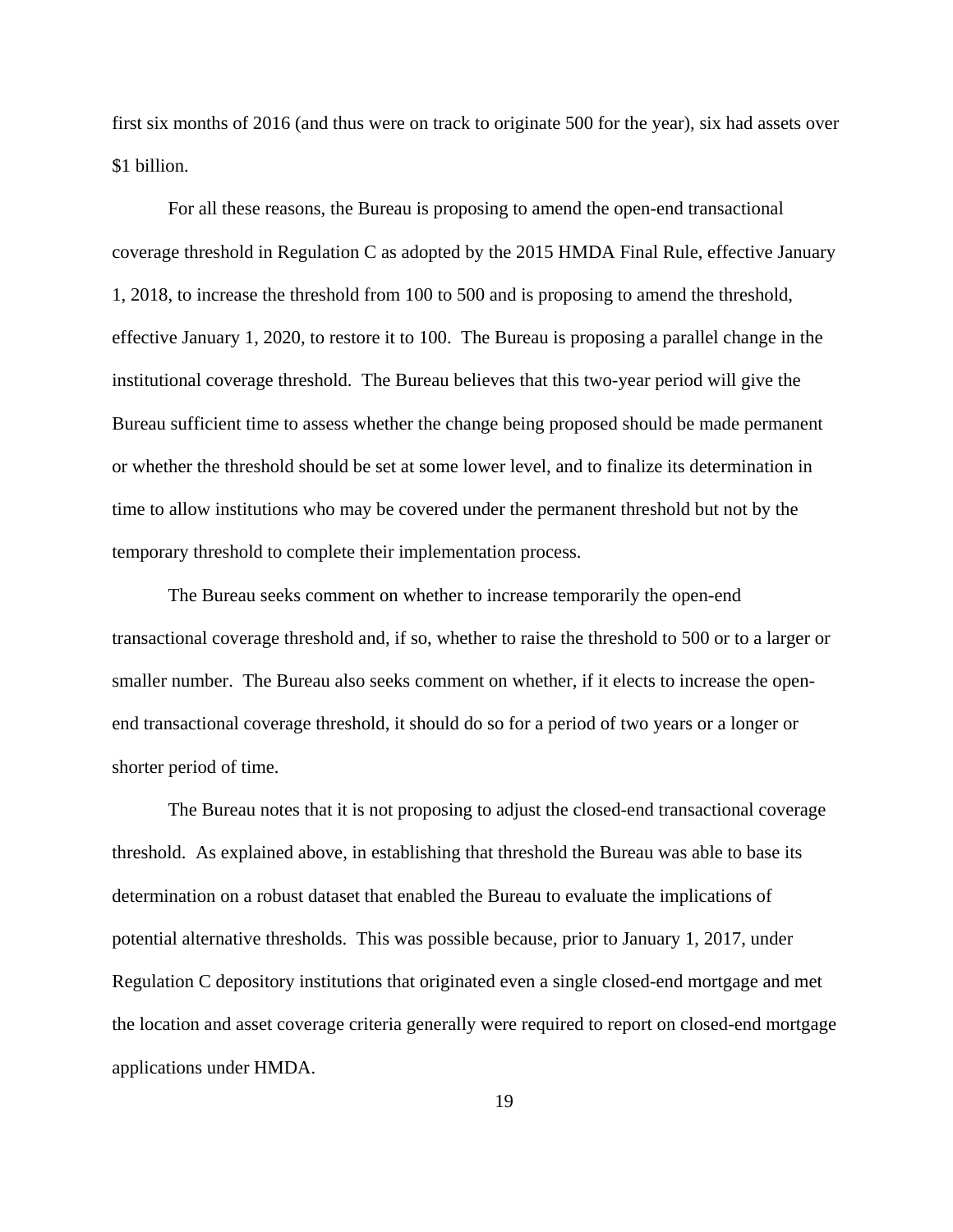first six months of 2016 (and thus were on track to originate 500 for the year), six had assets over $1 billion.

For all these reasons, the Bureau is proposing to amend the open-end transactional coverage threshold in Regulation C as adopted by the 2015 HMDA Final Rule, effective January 1, 2018, to increase the threshold from 100 to 500 and is proposing to amend the threshold, effective January 1, 2020, to restore it to 100. The Bureau is proposing a parallel change in the institutional coverage threshold. The Bureau believes that this two-year period will give the Bureau sufficient time to assess whether the change being proposed should be made permanent or whether the threshold should be set at some lower level, and to finalize its determination in time to allow institutions who may be covered under the permanent threshold but not by the temporary threshold to complete their implementation process.

The Bureau seeks comment on whether to increase temporarily the open-end transactional coverage threshold and, if so, whether to raise the threshold to 500 or to a larger or smaller number. The Bureau also seeks comment on whether, if it elects to increase the open-end transactional coverage threshold, it should do so for a period of two years or a longer or shorter period of time.

The Bureau notes that it is not proposing to adjust the closed-end transactional coverage threshold. As explained above, in establishing that threshold the Bureau was able to base its determination on a robust dataset that enabled the Bureau to evaluate the implications of potential alternative thresholds. This was possible because, prior to January 1, 2017, under Regulation C depository institutions that originated even a single closed-end mortgage and met the location and asset coverage criteria generally were required to report on closed-end mortgage applications under HMDA.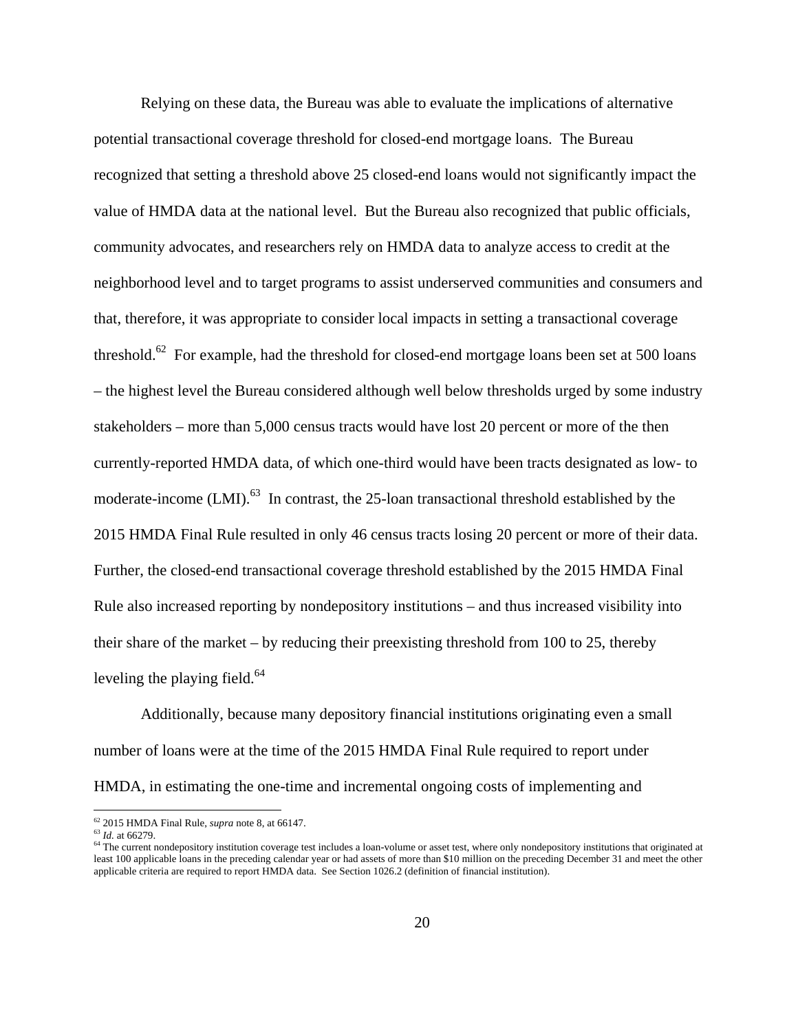Relying on these data, the Bureau was able to evaluate the implications of alternative potential transactional coverage threshold for closed-end mortgage loans. The Bureau recognized that setting a threshold above 25 closed-end loans would not significantly impact the value of HMDA data at the national level. But the Bureau also recognized that public officials, community advocates, and researchers rely on HMDA data to analyze access to credit at the neighborhood level and to target programs to assist underserved communities and consumers and that, therefore, it was appropriate to consider local impacts in setting a transactional coverage threshold.[62] For example, had the threshold for closed-end mortgage loans been set at 500 loans – the highest level the Bureau considered although well below thresholds urged by some industry stakeholders – more than 5,000 census tracts would have lost 20 percent or more of the then currently-reported HMDA data, of which one-third would have been tracts designated as low- to moderate-income (LMI).[63] In contrast, the 25-loan transactional threshold established by the 2015 HMDA Final Rule resulted in only 46 census tracts losing 20 percent or more of their data. Further, the closed-end transactional coverage threshold established by the 2015 HMDA Final Rule also increased reporting by nondepository institutions – and thus increased visibility into their share of the market – by reducing their preexisting threshold from 100 to 25, thereby leveling the playing field.[64]

Additionally, because many depository financial institutions originating even a small number of loans were at the time of the 2015 HMDA Final Rule required to report under HMDA, in estimating the one-time and incremental ongoing costs of implementing and

---

[62] 2015 HMDA Final Rule, *supra* note 8, at 66147.

[63] *Id.* at 66279.

[64] The current nondepository institution coverage test includes a loan-volume or asset test, where only nondepository institutions that originated at least 100 applicable loans in the preceding calendar year or had assets of more than $10 million on the preceding December 31 and meet the other applicable criteria are required to report HMDA data. See Section 1026.2 (definition of financial institution).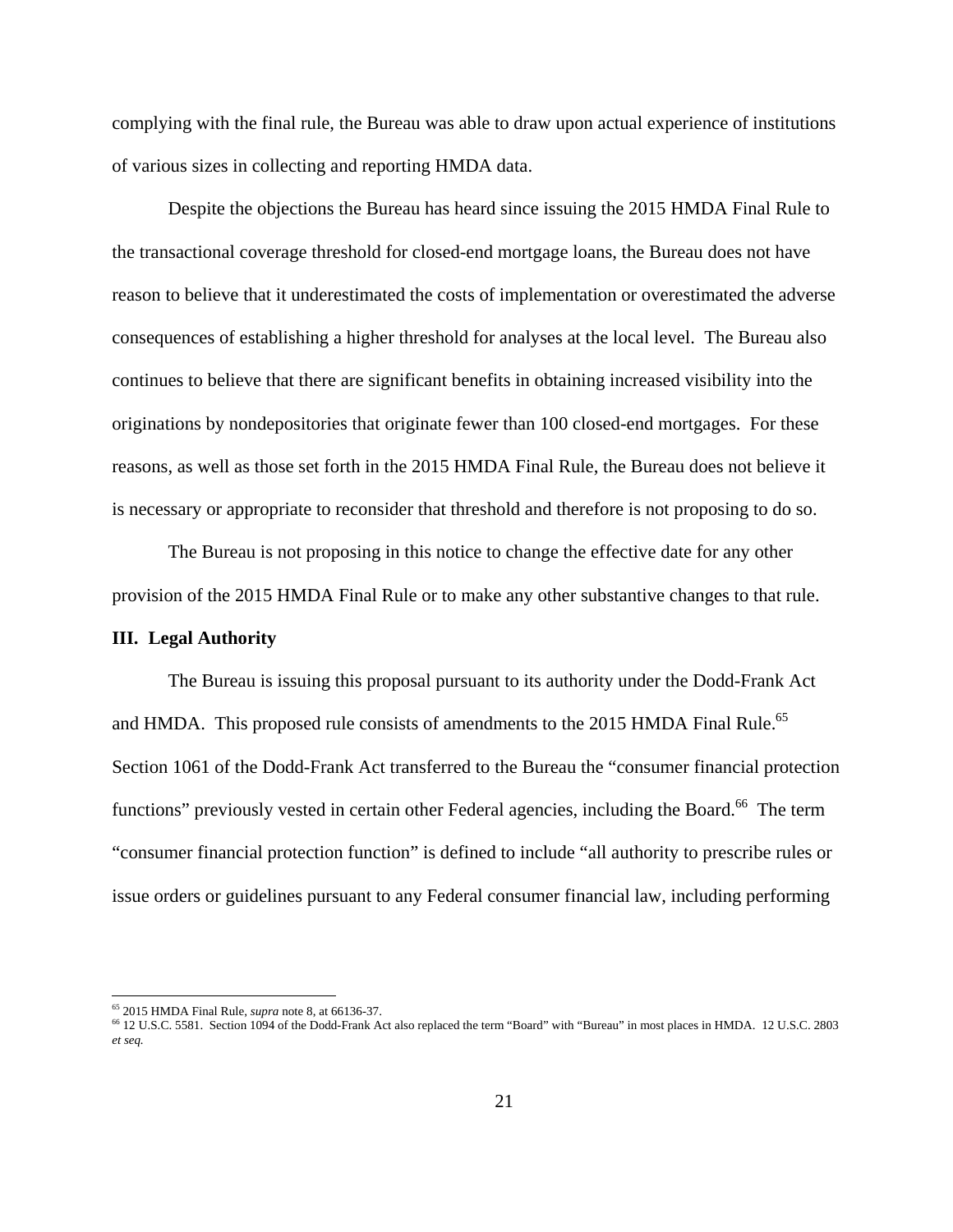complying with the final rule, the Bureau was able to draw upon actual experience of institutions of various sizes in collecting and reporting HMDA data.

Despite the objections the Bureau has heard since issuing the 2015 HMDA Final Rule to the transactional coverage threshold for closed-end mortgage loans, the Bureau does not have reason to believe that it underestimated the costs of implementation or overestimated the adverse consequences of establishing a higher threshold for analyses at the local level. The Bureau also continues to believe that there are significant benefits in obtaining increased visibility into the originations by nondepositories that originate fewer than 100 closed-end mortgages. For these reasons, as well as those set forth in the 2015 HMDA Final Rule, the Bureau does not believe it is necessary or appropriate to reconsider that threshold and therefore is not proposing to do so.

The Bureau is not proposing in this notice to change the effective date for any other provision of the 2015 HMDA Final Rule or to make any other substantive changes to that rule.

## III. Legal Authority

The Bureau is issuing this proposal pursuant to its authority under the Dodd-Frank Act and HMDA. This proposed rule consists of amendments to the 2015 HMDA Final Rule.[65] Section 1061 of the Dodd-Frank Act transferred to the Bureau the "consumer financial protection functions" previously vested in certain other Federal agencies, including the Board.[66] The term "consumer financial protection function" is defined to include "all authority to prescribe rules or issue orders or guidelines pursuant to any Federal consumer financial law, including performing

---

[65] 2015 HMDA Final Rule, *supra* note 8, at 66136-37.

[66] 12 U.S.C. 5581. Section 1094 of the Dodd-Frank Act also replaced the term "Board" with "Bureau" in most places in HMDA. 12 U.S.C. 2803 *et seq.*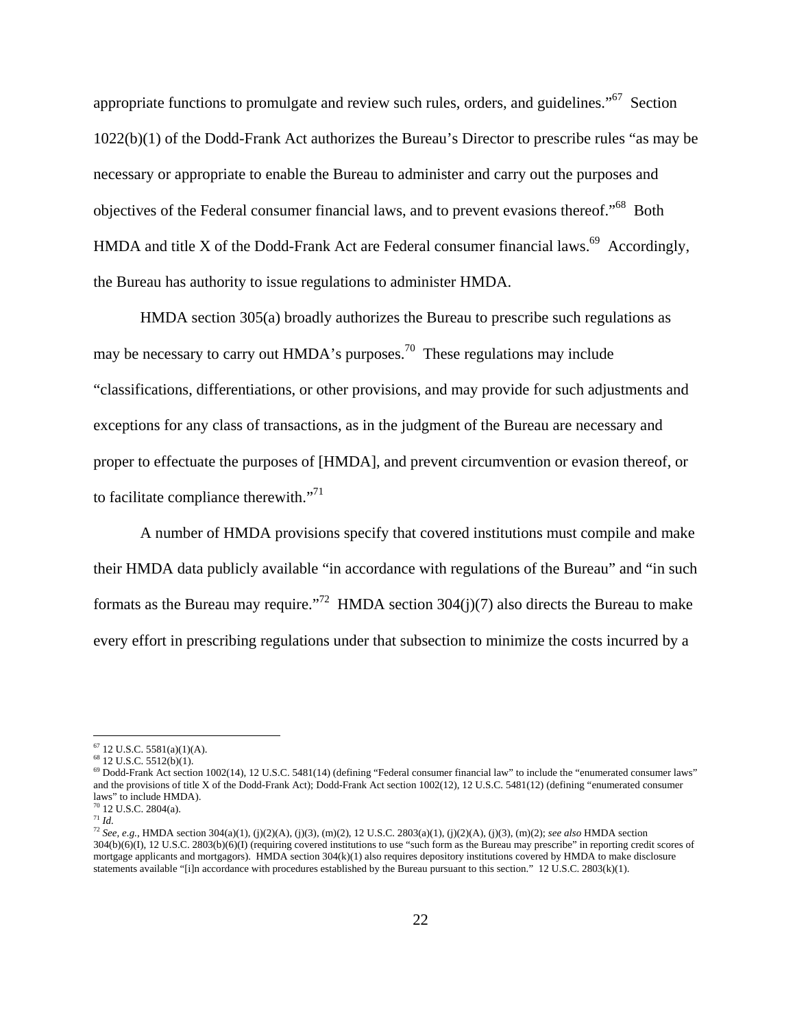appropriate functions to promulgate and review such rules, orders, and guidelines."[67] Section 1022(b)(1) of the Dodd-Frank Act authorizes the Bureau's Director to prescribe rules "as may be necessary or appropriate to enable the Bureau to administer and carry out the purposes and objectives of the Federal consumer financial laws, and to prevent evasions thereof."[68] Both HMDA and title X of the Dodd-Frank Act are Federal consumer financial laws.[69] Accordingly, the Bureau has authority to issue regulations to administer HMDA.

HMDA section 305(a) broadly authorizes the Bureau to prescribe such regulations as may be necessary to carry out HMDA's purposes.[70] These regulations may include "classifications, differentiations, or other provisions, and may provide for such adjustments and exceptions for any class of transactions, as in the judgment of the Bureau are necessary and proper to effectuate the purposes of [HMDA], and prevent circumvention or evasion thereof, or to facilitate compliance therewith."[71]

A number of HMDA provisions specify that covered institutions must compile and make their HMDA data publicly available "in accordance with regulations of the Bureau" and "in such formats as the Bureau may require."[72] HMDA section 304(j)(7) also directs the Bureau to make every effort in prescribing regulations under that subsection to minimize the costs incurred by a

---

[67] 12 U.S.C. 5581(a)(1)(A).

[68] 12 U.S.C. 5512(b)(1).

[69] Dodd-Frank Act section 1002(14), 12 U.S.C. 5481(14) (defining "Federal consumer financial law" to include the "enumerated consumer laws" and the provisions of title X of the Dodd-Frank Act); Dodd-Frank Act section 1002(12), 12 U.S.C. 5481(12) (defining "enumerated consumer laws" to include HMDA).

[70] 12 U.S.C. 2804(a).

[71] *Id.*

[72] *See, e.g.*, HMDA section 304(a)(1), (j)(2)(A), (j)(3), (m)(2), 12 U.S.C. 2803(a)(1), (j)(2)(A), (j)(3), (m)(2); *see also* HMDA section 304(b)(6)(I), 12 U.S.C. 2803(b)(6)(I) (requiring covered institutions to use "such form as the Bureau may prescribe" in reporting credit scores of mortgage applicants and mortgagors). HMDA section 304(k)(1) also requires depository institutions covered by HMDA to make disclosure statements available "[i]n accordance with procedures established by the Bureau pursuant to this section." 12 U.S.C. 2803(k)(1).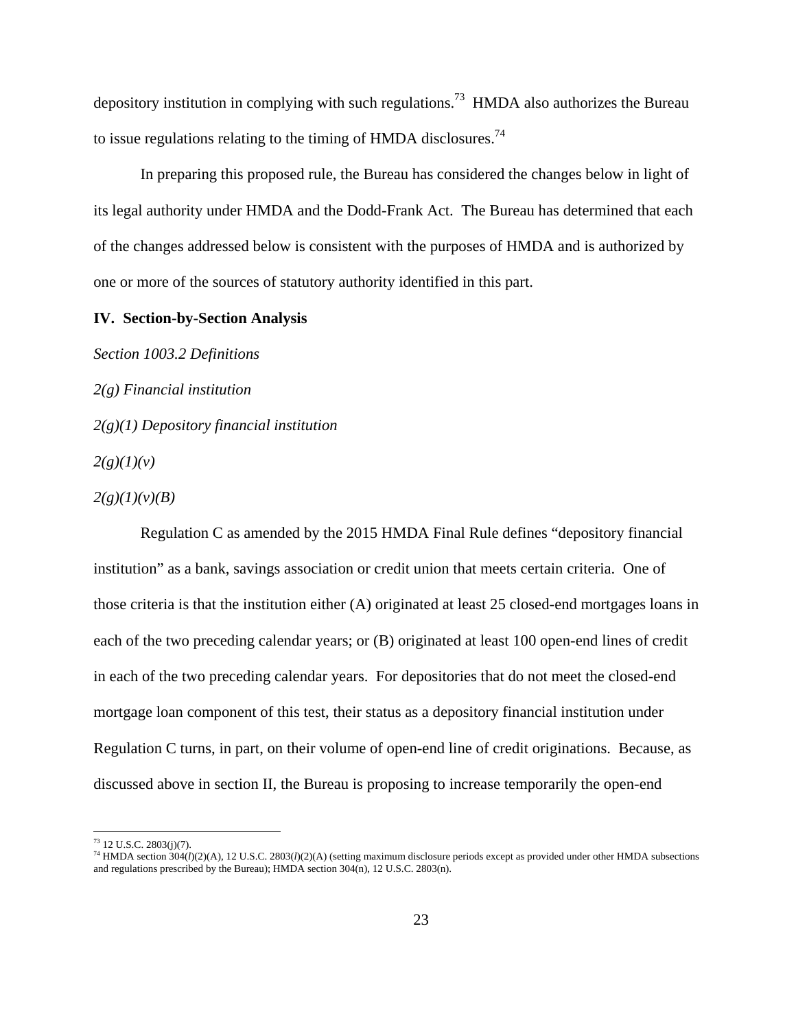depository institution in complying with such regulations.[73] HMDA also authorizes the Bureau to issue regulations relating to the timing of HMDA disclosures.[74]

In preparing this proposed rule, the Bureau has considered the changes below in light of its legal authority under HMDA and the Dodd-Frank Act. The Bureau has determined that each of the changes addressed below is consistent with the purposes of HMDA and is authorized by one or more of the sources of statutory authority identified in this part.

## IV. Section-by-Section Analysis

*Section 1003.2 Definitions*

*2(g) Financial institution*

*2(g)(1) Depository financial institution*

*2(g)(1)(v)*

*2(g)(1)(v)(B)*

Regulation C as amended by the 2015 HMDA Final Rule defines "depository financial institution" as a bank, savings association or credit union that meets certain criteria. One of those criteria is that the institution either (A) originated at least 25 closed-end mortgages loans in each of the two preceding calendar years; or (B) originated at least 100 open-end lines of credit in each of the two preceding calendar years. For depositories that do not meet the closed-end mortgage loan component of this test, their status as a depository financial institution under Regulation C turns, in part, on their volume of open-end line of credit originations. Because, as discussed above in section II, the Bureau is proposing to increase temporarily the open-end

---

[73] 12 U.S.C. 2803(j)(7).

[74] HMDA section 304(*l*)(2)(A), 12 U.S.C. 2803(*l*)(2)(A) (setting maximum disclosure periods except as provided under other HMDA subsections and regulations prescribed by the Bureau); HMDA section 304(n), 12 U.S.C. 2803(n).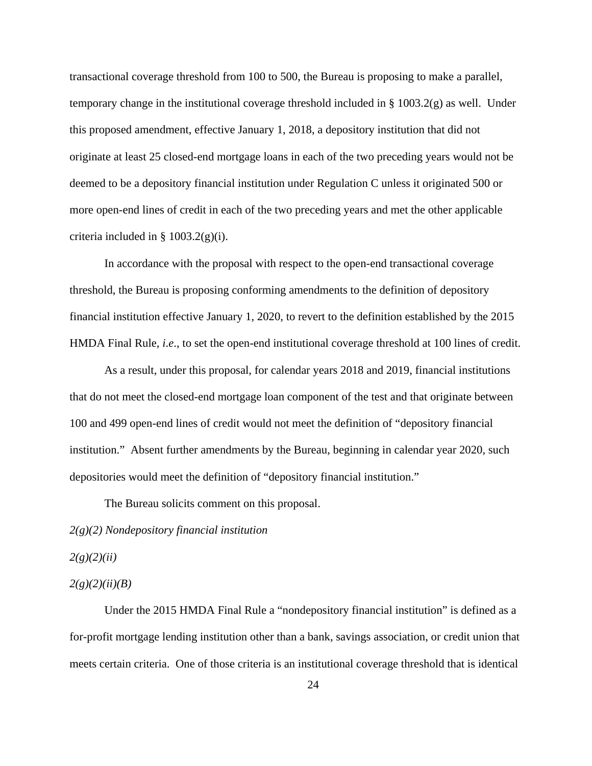transactional coverage threshold from 100 to 500, the Bureau is proposing to make a parallel, temporary change in the institutional coverage threshold included in § 1003.2(g) as well. Under this proposed amendment, effective January 1, 2018, a depository institution that did not originate at least 25 closed-end mortgage loans in each of the two preceding years would not be deemed to be a depository financial institution under Regulation C unless it originated 500 or more open-end lines of credit in each of the two preceding years and met the other applicable criteria included in § 1003.2(g)(i).

In accordance with the proposal with respect to the open-end transactional coverage threshold, the Bureau is proposing conforming amendments to the definition of depository financial institution effective January 1, 2020, to revert to the definition established by the 2015 HMDA Final Rule, *i.e.*, to set the open-end institutional coverage threshold at 100 lines of credit.

As a result, under this proposal, for calendar years 2018 and 2019, financial institutions that do not meet the closed-end mortgage loan component of the test and that originate between 100 and 499 open-end lines of credit would not meet the definition of "depository financial institution." Absent further amendments by the Bureau, beginning in calendar year 2020, such depositories would meet the definition of "depository financial institution."

The Bureau solicits comment on this proposal.

*2(g)(2) Nondepository financial institution*

*2(g)(2)(ii)*

*2(g)(2)(ii)(B)*

Under the 2015 HMDA Final Rule a "nondepository financial institution" is defined as a for-profit mortgage lending institution other than a bank, savings association, or credit union that meets certain criteria. One of those criteria is an institutional coverage threshold that is identical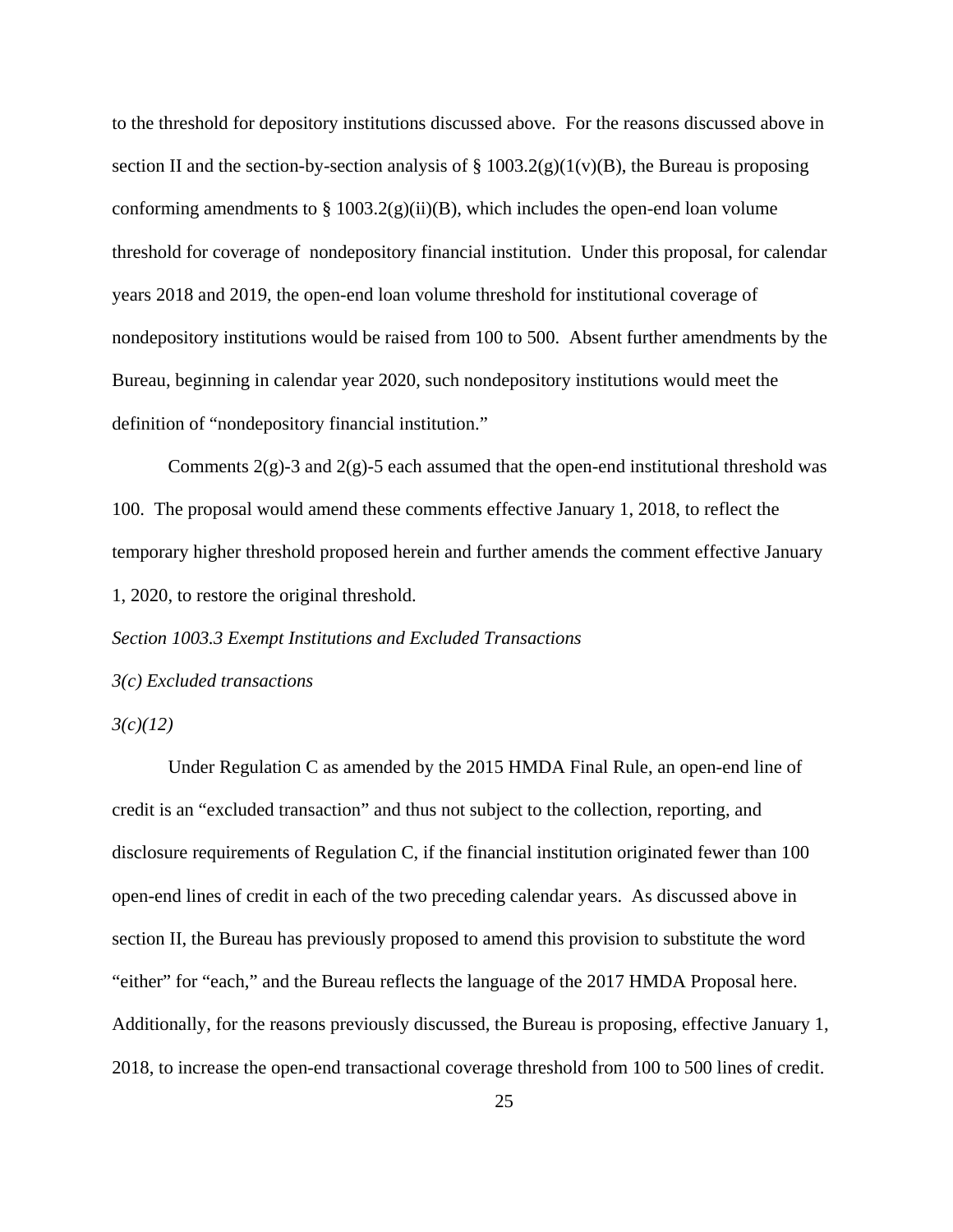to the threshold for depository institutions discussed above. For the reasons discussed above in section II and the section-by-section analysis of § 1003.2(g)(1(v)(B), the Bureau is proposing conforming amendments to § 1003.2(g)(ii)(B), which includes the open-end loan volume threshold for coverage of nondepository financial institution. Under this proposal, for calendar years 2018 and 2019, the open-end loan volume threshold for institutional coverage of nondepository institutions would be raised from 100 to 500. Absent further amendments by the Bureau, beginning in calendar year 2020, such nondepository institutions would meet the definition of "nondepository financial institution."

Comments 2(g)-3 and 2(g)-5 each assumed that the open-end institutional threshold was 100. The proposal would amend these comments effective January 1, 2018, to reflect the temporary higher threshold proposed herein and further amends the comment effective January 1, 2020, to restore the original threshold.

*Section 1003.3 Exempt Institutions and Excluded Transactions*

*3(c) Excluded transactions*

*3(c)(12)*

Under Regulation C as amended by the 2015 HMDA Final Rule, an open-end line of credit is an "excluded transaction" and thus not subject to the collection, reporting, and disclosure requirements of Regulation C, if the financial institution originated fewer than 100 open-end lines of credit in each of the two preceding calendar years. As discussed above in section II, the Bureau has previously proposed to amend this provision to substitute the word "either" for "each," and the Bureau reflects the language of the 2017 HMDA Proposal here. Additionally, for the reasons previously discussed, the Bureau is proposing, effective January 1, 2018, to increase the open-end transactional coverage threshold from 100 to 500 lines of credit.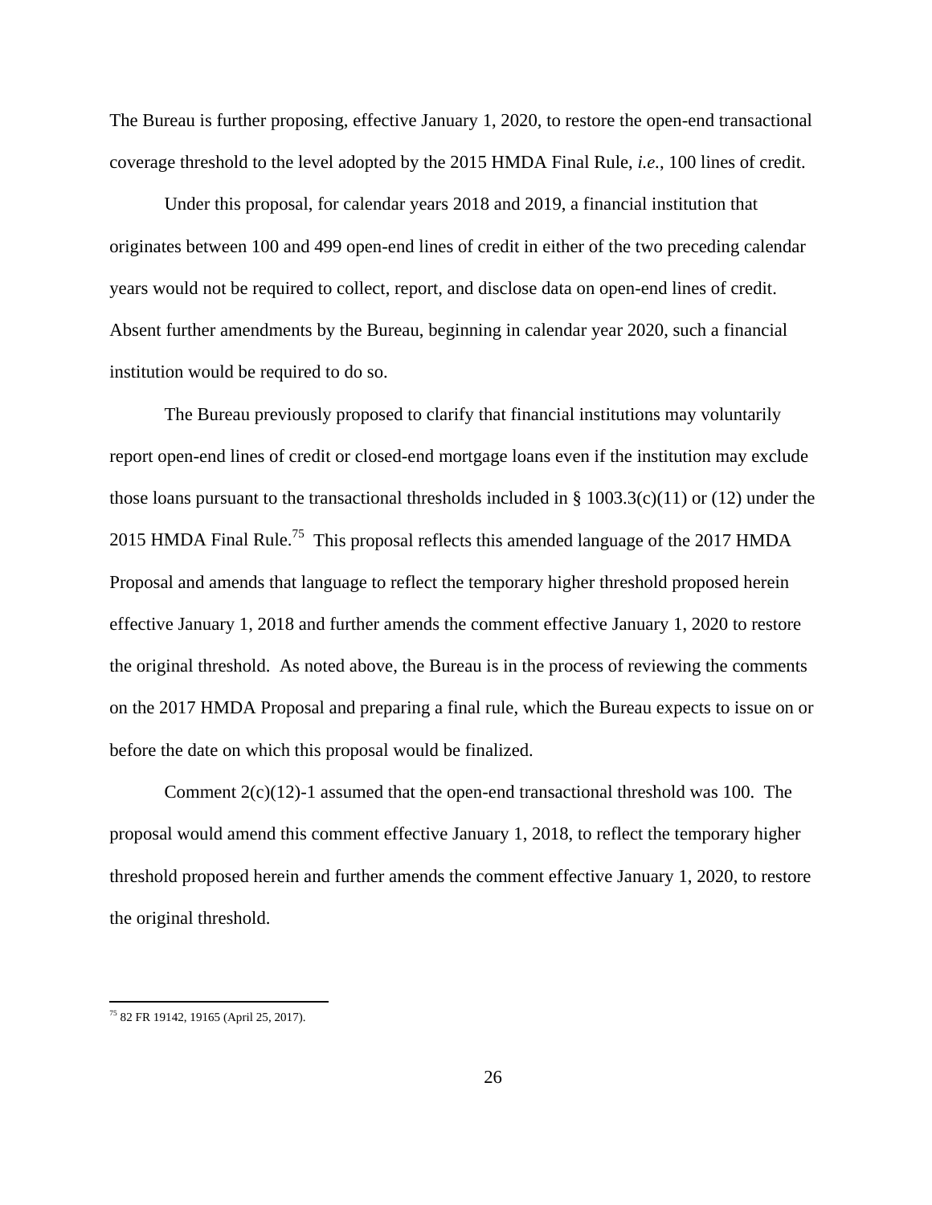The Bureau is further proposing, effective January 1, 2020, to restore the open-end transactional coverage threshold to the level adopted by the 2015 HMDA Final Rule, *i.e.*, 100 lines of credit.

Under this proposal, for calendar years 2018 and 2019, a financial institution that originates between 100 and 499 open-end lines of credit in either of the two preceding calendar years would not be required to collect, report, and disclose data on open-end lines of credit. Absent further amendments by the Bureau, beginning in calendar year 2020, such a financial institution would be required to do so.

The Bureau previously proposed to clarify that financial institutions may voluntarily report open-end lines of credit or closed-end mortgage loans even if the institution may exclude those loans pursuant to the transactional thresholds included in § 1003.3(c)(11) or (12) under the 2015 HMDA Final Rule.[75] This proposal reflects this amended language of the 2017 HMDA Proposal and amends that language to reflect the temporary higher threshold proposed herein effective January 1, 2018 and further amends the comment effective January 1, 2020 to restore the original threshold. As noted above, the Bureau is in the process of reviewing the comments on the 2017 HMDA Proposal and preparing a final rule, which the Bureau expects to issue on or before the date on which this proposal would be finalized.

Comment 2(c)(12)-1 assumed that the open-end transactional threshold was 100. The proposal would amend this comment effective January 1, 2018, to reflect the temporary higher threshold proposed herein and further amends the comment effective January 1, 2020, to restore the original threshold.

[75] 82 FR 19142, 19165 (April 25, 2017).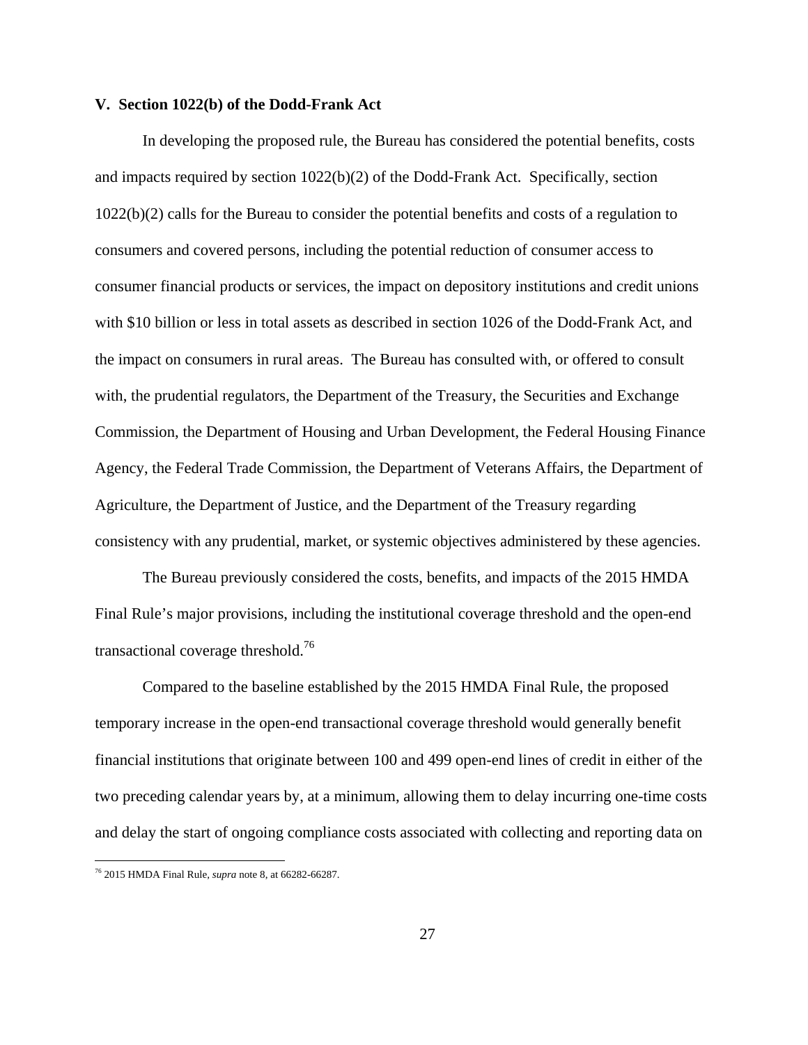## V. Section 1022(b) of the Dodd-Frank Act

In developing the proposed rule, the Bureau has considered the potential benefits, costs and impacts required by section 1022(b)(2) of the Dodd-Frank Act. Specifically, section 1022(b)(2) calls for the Bureau to consider the potential benefits and costs of a regulation to consumers and covered persons, including the potential reduction of consumer access to consumer financial products or services, the impact on depository institutions and credit unions with $10 billion or less in total assets as described in section 1026 of the Dodd-Frank Act, and the impact on consumers in rural areas. The Bureau has consulted with, or offered to consult with, the prudential regulators, the Department of the Treasury, the Securities and Exchange Commission, the Department of Housing and Urban Development, the Federal Housing Finance Agency, the Federal Trade Commission, the Department of Veterans Affairs, the Department of Agriculture, the Department of Justice, and the Department of the Treasury regarding consistency with any prudential, market, or systemic objectives administered by these agencies.

The Bureau previously considered the costs, benefits, and impacts of the 2015 HMDA Final Rule's major provisions, including the institutional coverage threshold and the open-end transactional coverage threshold.[76]

Compared to the baseline established by the 2015 HMDA Final Rule, the proposed temporary increase in the open-end transactional coverage threshold would generally benefit financial institutions that originate between 100 and 499 open-end lines of credit in either of the two preceding calendar years by, at a minimum, allowing them to delay incurring one-time costs and delay the start of ongoing compliance costs associated with collecting and reporting data on

[76] 2015 HMDA Final Rule, *supra* note 8, at 66282-66287.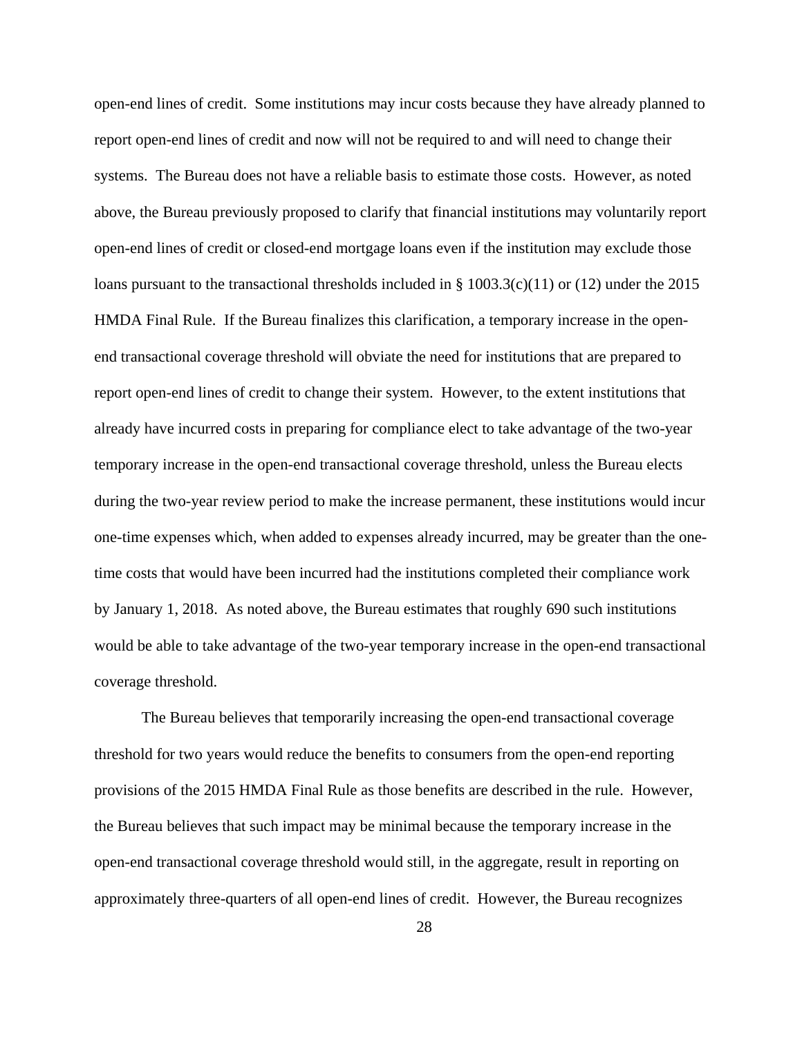open-end lines of credit. Some institutions may incur costs because they have already planned to report open-end lines of credit and now will not be required to and will need to change their systems. The Bureau does not have a reliable basis to estimate those costs. However, as noted above, the Bureau previously proposed to clarify that financial institutions may voluntarily report open-end lines of credit or closed-end mortgage loans even if the institution may exclude those loans pursuant to the transactional thresholds included in § 1003.3(c)(11) or (12) under the 2015 HMDA Final Rule. If the Bureau finalizes this clarification, a temporary increase in the open-end transactional coverage threshold will obviate the need for institutions that are prepared to report open-end lines of credit to change their system. However, to the extent institutions that already have incurred costs in preparing for compliance elect to take advantage of the two-year temporary increase in the open-end transactional coverage threshold, unless the Bureau elects during the two-year review period to make the increase permanent, these institutions would incur one-time expenses which, when added to expenses already incurred, may be greater than the one-time costs that would have been incurred had the institutions completed their compliance work by January 1, 2018. As noted above, the Bureau estimates that roughly 690 such institutions would be able to take advantage of the two-year temporary increase in the open-end transactional coverage threshold.

The Bureau believes that temporarily increasing the open-end transactional coverage threshold for two years would reduce the benefits to consumers from the open-end reporting provisions of the 2015 HMDA Final Rule as those benefits are described in the rule. However, the Bureau believes that such impact may be minimal because the temporary increase in the open-end transactional coverage threshold would still, in the aggregate, result in reporting on approximately three-quarters of all open-end lines of credit. However, the Bureau recognizes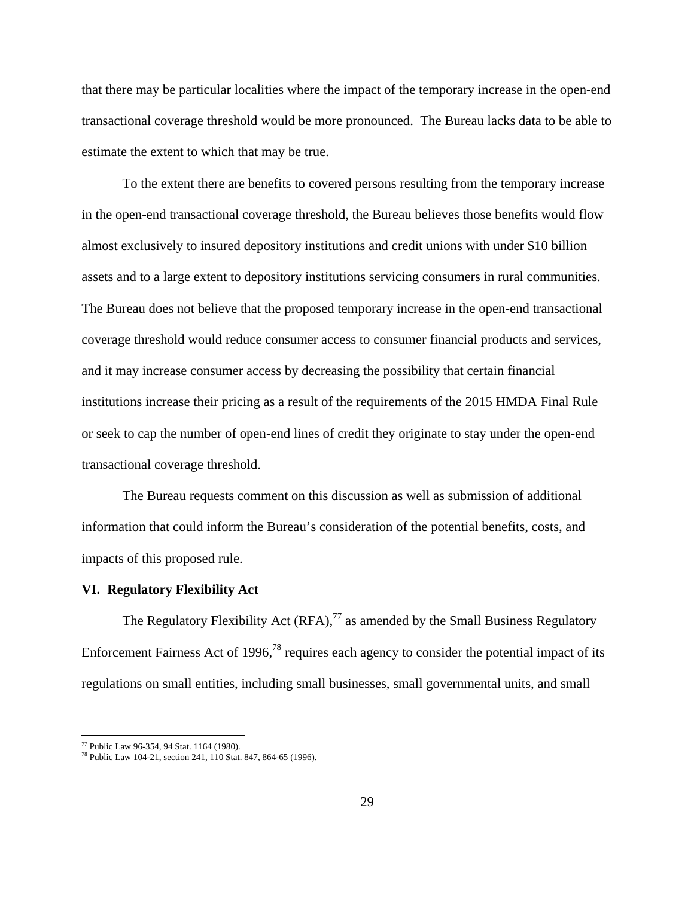that there may be particular localities where the impact of the temporary increase in the open-end transactional coverage threshold would be more pronounced. The Bureau lacks data to be able to estimate the extent to which that may be true.

To the extent there are benefits to covered persons resulting from the temporary increase in the open-end transactional coverage threshold, the Bureau believes those benefits would flow almost exclusively to insured depository institutions and credit unions with under $10 billion assets and to a large extent to depository institutions servicing consumers in rural communities. The Bureau does not believe that the proposed temporary increase in the open-end transactional coverage threshold would reduce consumer access to consumer financial products and services, and it may increase consumer access by decreasing the possibility that certain financial institutions increase their pricing as a result of the requirements of the 2015 HMDA Final Rule or seek to cap the number of open-end lines of credit they originate to stay under the open-end transactional coverage threshold.

The Bureau requests comment on this discussion as well as submission of additional information that could inform the Bureau's consideration of the potential benefits, costs, and impacts of this proposed rule.

## VI. Regulatory Flexibility Act

The Regulatory Flexibility Act (RFA),[77] as amended by the Small Business Regulatory Enforcement Fairness Act of 1996,[78] requires each agency to consider the potential impact of its regulations on small entities, including small businesses, small governmental units, and small

---

[77] Public Law 96-354, 94 Stat. 1164 (1980).

[78] Public Law 104-21, section 241, 110 Stat. 847, 864-65 (1996).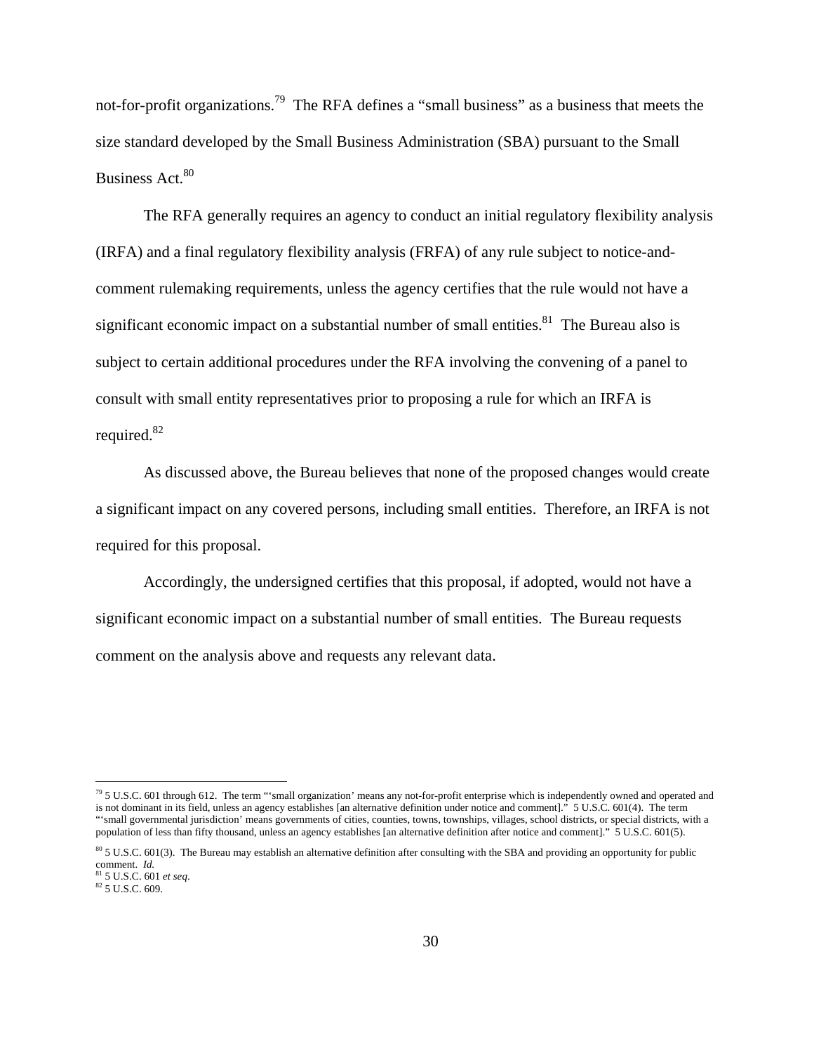not-for-profit organizations.[79] The RFA defines a "small business" as a business that meets the size standard developed by the Small Business Administration (SBA) pursuant to the Small Business Act.[80]

The RFA generally requires an agency to conduct an initial regulatory flexibility analysis (IRFA) and a final regulatory flexibility analysis (FRFA) of any rule subject to notice-and-comment rulemaking requirements, unless the agency certifies that the rule would not have a significant economic impact on a substantial number of small entities.[81] The Bureau also is subject to certain additional procedures under the RFA involving the convening of a panel to consult with small entity representatives prior to proposing a rule for which an IRFA is required.[82]

As discussed above, the Bureau believes that none of the proposed changes would create a significant impact on any covered persons, including small entities. Therefore, an IRFA is not required for this proposal.

Accordingly, the undersigned certifies that this proposal, if adopted, would not have a significant economic impact on a substantial number of small entities. The Bureau requests comment on the analysis above and requests any relevant data.

---

[79] 5 U.S.C. 601 through 612. The term "'small organization' means any not-for-profit enterprise which is independently owned and operated and is not dominant in its field, unless an agency establishes [an alternative definition under notice and comment]." 5 U.S.C. 601(4). The term "'small governmental jurisdiction' means governments of cities, counties, towns, townships, villages, school districts, or special districts, with a population of less than fifty thousand, unless an agency establishes [an alternative definition after notice and comment]." 5 U.S.C. 601(5).

[80] 5 U.S.C. 601(3). The Bureau may establish an alternative definition after consulting with the SBA and providing an opportunity for public comment. *Id.*

[81] 5 U.S.C. 601 *et seq*.

[82] 5 U.S.C. 609.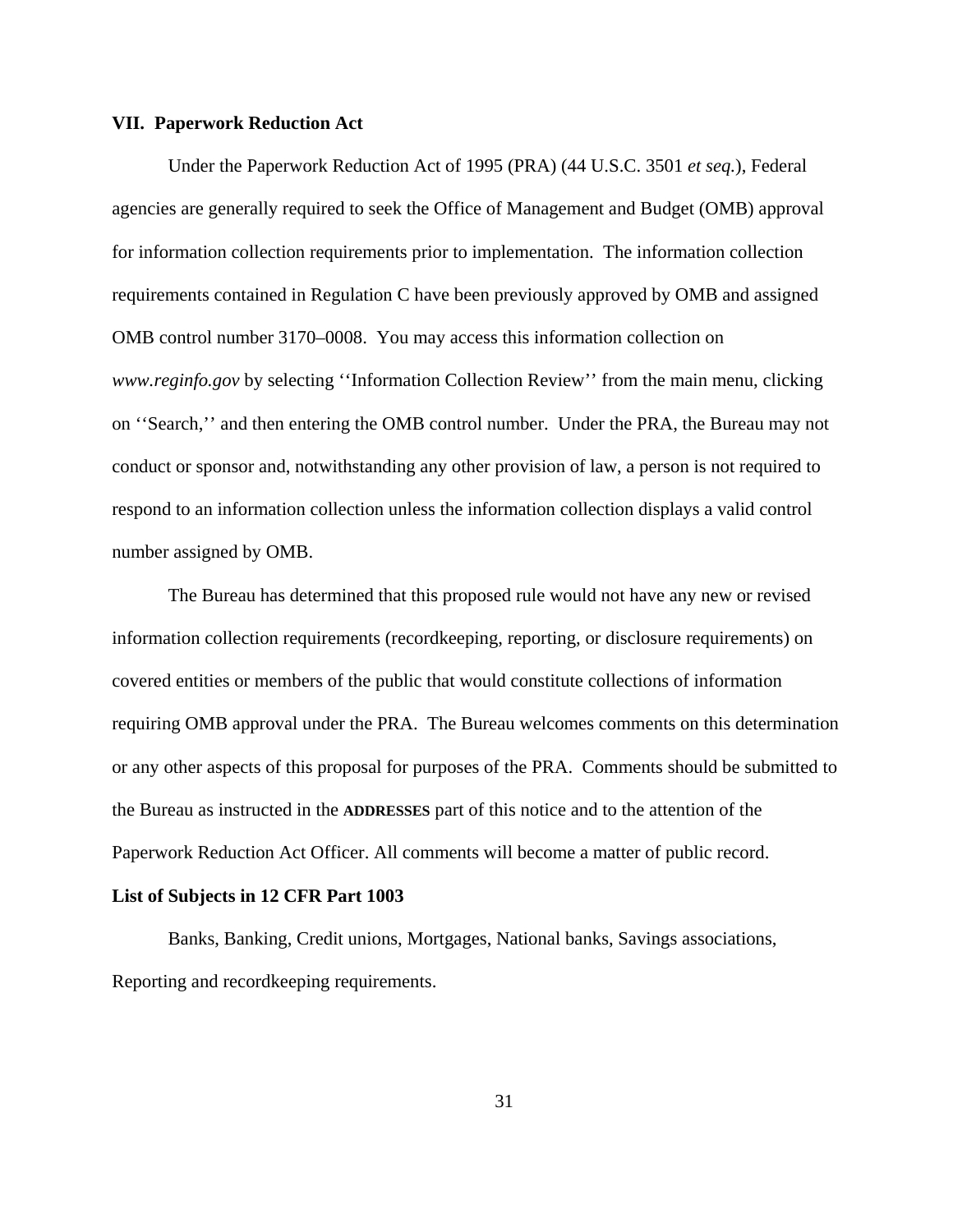## VII. Paperwork Reduction Act

Under the Paperwork Reduction Act of 1995 (PRA) (44 U.S.C. 3501 *et seq.*), Federal agencies are generally required to seek the Office of Management and Budget (OMB) approval for information collection requirements prior to implementation. The information collection requirements contained in Regulation C have been previously approved by OMB and assigned OMB control number 3170–0008. You may access this information collection on *www.reginfo.gov* by selecting ''Information Collection Review'' from the main menu, clicking on ''Search,'' and then entering the OMB control number. Under the PRA, the Bureau may not conduct or sponsor and, notwithstanding any other provision of law, a person is not required to respond to an information collection unless the information collection displays a valid control number assigned by OMB.

The Bureau has determined that this proposed rule would not have any new or revised information collection requirements (recordkeeping, reporting, or disclosure requirements) on covered entities or members of the public that would constitute collections of information requiring OMB approval under the PRA. The Bureau welcomes comments on this determination or any other aspects of this proposal for purposes of the PRA. Comments should be submitted to the Bureau as instructed in the **ADDRESSES** part of this notice and to the attention of the Paperwork Reduction Act Officer. All comments will become a matter of public record.

## List of Subjects in 12 CFR Part 1003

Banks, Banking, Credit unions, Mortgages, National banks, Savings associations, Reporting and recordkeeping requirements.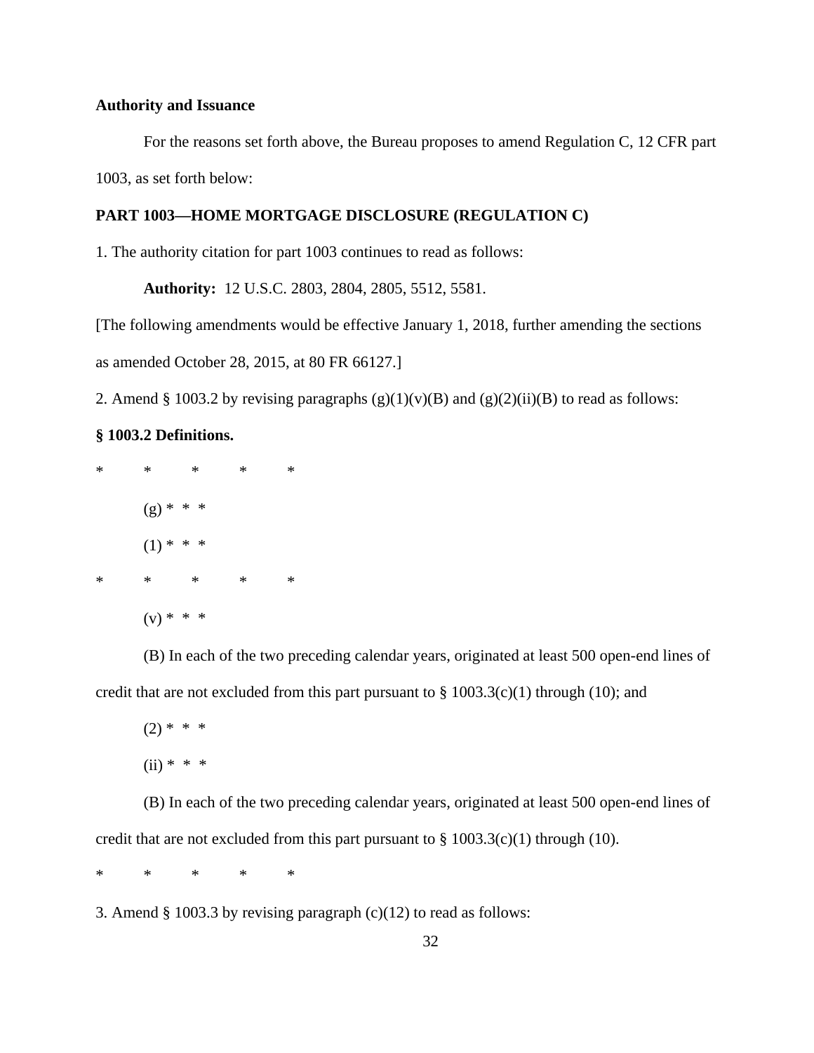**Authority and Issuance**

For the reasons set forth above, the Bureau proposes to amend Regulation C, 12 CFR part 1003, as set forth below:

**PART 1003—HOME MORTGAGE DISCLOSURE (REGULATION C)**

1. The authority citation for part 1003 continues to read as follows:

**Authority:** 12 U.S.C. 2803, 2804, 2805, 5512, 5581.

[The following amendments would be effective January 1, 2018, further amending the sections as amended October 28, 2015, at 80 FR 66127.]

2. Amend § 1003.2 by revising paragraphs (g)(1)(v)(B) and (g)(2)(ii)(B) to read as follows:

**§ 1003.2 Definitions.**

\*　　\*　　\*　　\*　　\*

(g) \* \* \*

(1) \* \* \*

\*　　\*　　\*　　\*　　\*

(v) \* \* \*

(B) In each of the two preceding calendar years, originated at least 500 open-end lines of credit that are not excluded from this part pursuant to § 1003.3(c)(1) through (10); and

(2) \* \* \*

(ii) \* \* \*

(B) In each of the two preceding calendar years, originated at least 500 open-end lines of credit that are not excluded from this part pursuant to § 1003.3(c)(1) through (10).

\*　　\*　　\*　　\*　　\*

3. Amend § 1003.3 by revising paragraph (c)(12) to read as follows: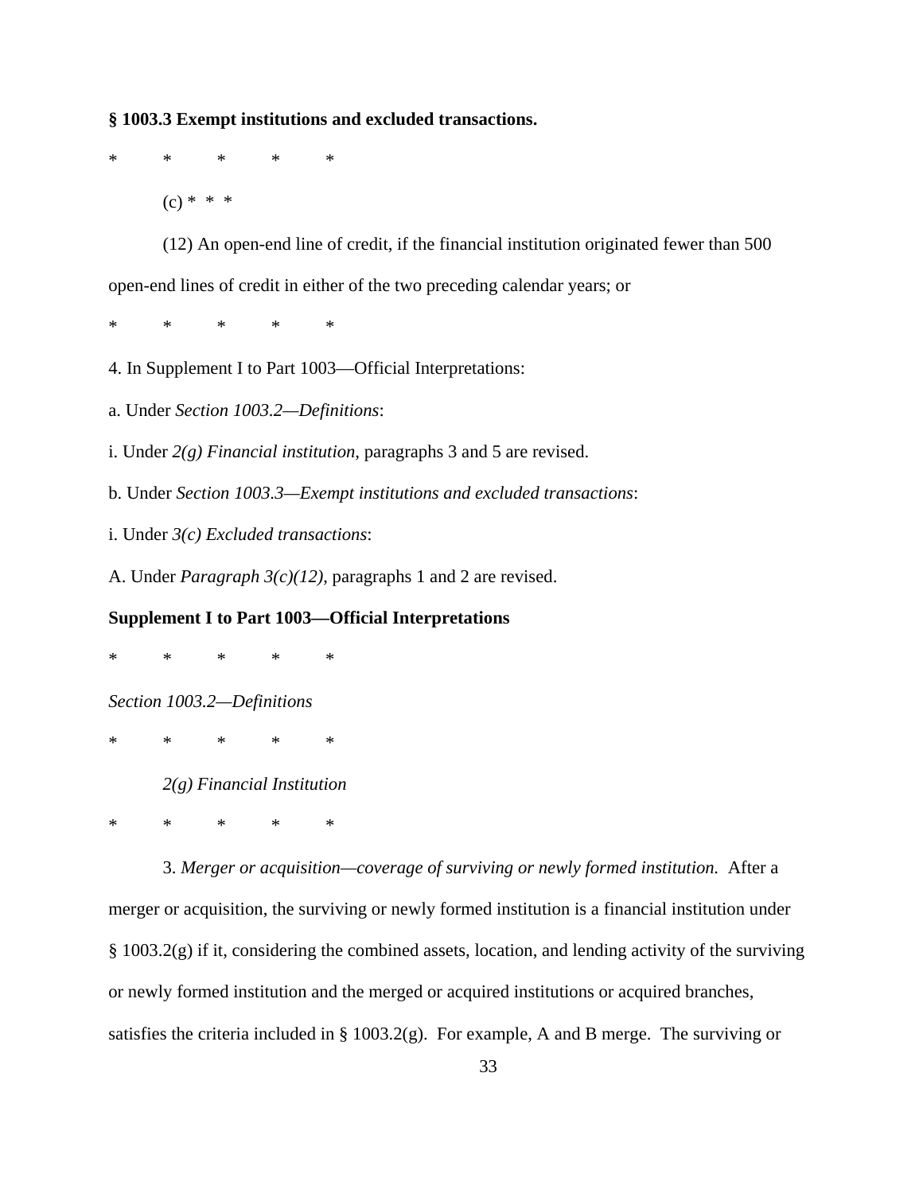**§ 1003.3 Exempt institutions and excluded transactions.**

\* \* \* \* \*

(c) \* \* \*

(12) An open-end line of credit, if the financial institution originated fewer than 500 open-end lines of credit in either of the two preceding calendar years; or

\* \* \* \* \*

4. In Supplement I to Part 1003—Official Interpretations:

a. Under *Section 1003.2—Definitions*:

i. Under *2(g) Financial institution*, paragraphs 3 and 5 are revised.

b. Under *Section 1003.3—Exempt institutions and excluded transactions*:

i. Under *3(c) Excluded transactions*:

A. Under *Paragraph 3(c)(12)*, paragraphs 1 and 2 are revised.

**Supplement I to Part 1003—Official Interpretations**

\* \* \* \* \*

*Section 1003.2—Definitions*

\* \* \* \* \*

*2(g) Financial Institution*

\* \* \* \* \*

3. *Merger or acquisition—coverage of surviving or newly formed institution.* After a merger or acquisition, the surviving or newly formed institution is a financial institution under § 1003.2(g) if it, considering the combined assets, location, and lending activity of the surviving or newly formed institution and the merged or acquired institutions or acquired branches, satisfies the criteria included in § 1003.2(g). For example, A and B merge. The surviving or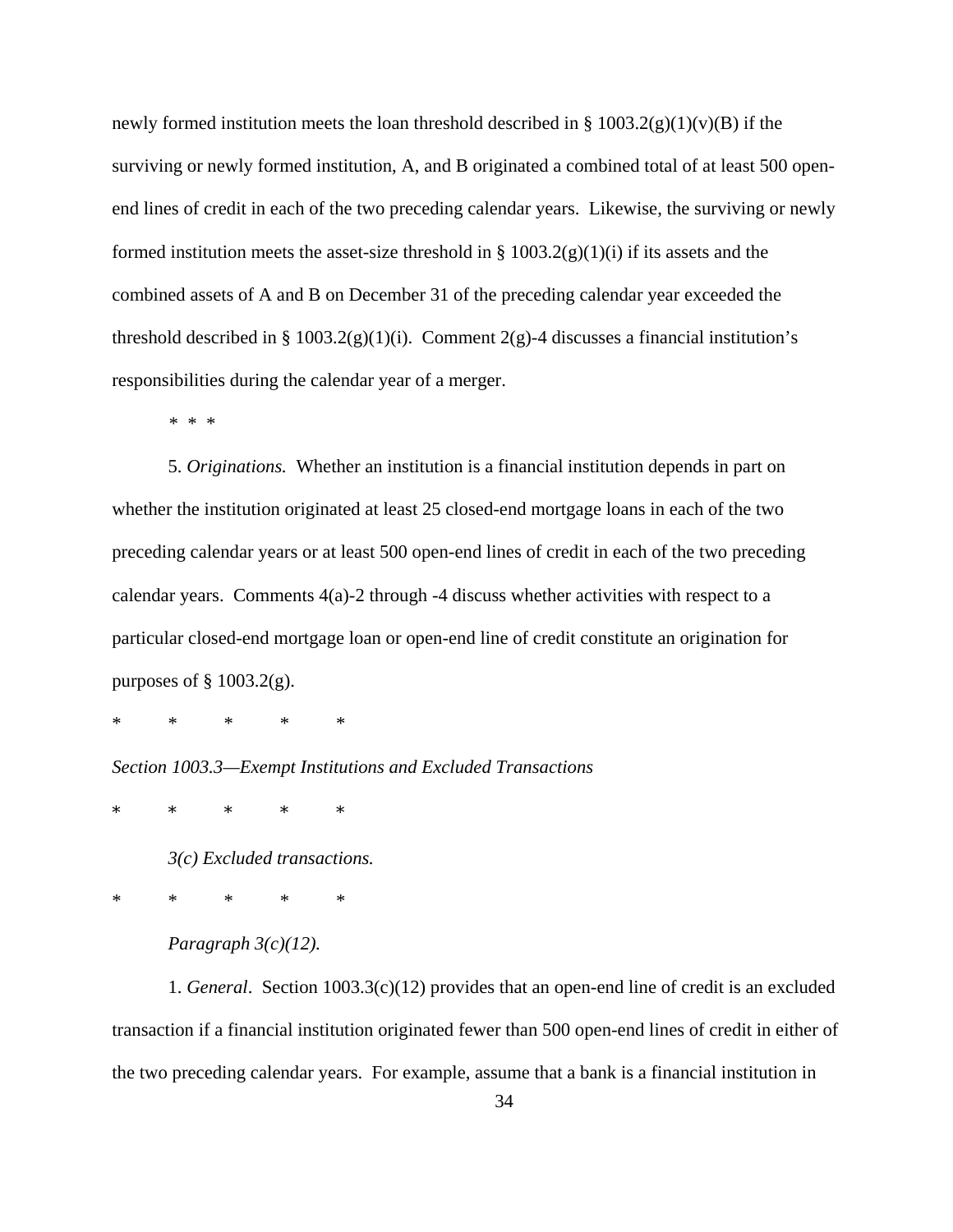newly formed institution meets the loan threshold described in § 1003.2(g)(1)(v)(B) if the surviving or newly formed institution, A, and B originated a combined total of at least 500 open-end lines of credit in each of the two preceding calendar years. Likewise, the surviving or newly formed institution meets the asset-size threshold in § 1003.2(g)(1)(i) if its assets and the combined assets of A and B on December 31 of the preceding calendar year exceeded the threshold described in § 1003.2(g)(1)(i). Comment 2(g)-4 discusses a financial institution's responsibilities during the calendar year of a merger.

\* \* \*

5. *Originations.* Whether an institution is a financial institution depends in part on whether the institution originated at least 25 closed-end mortgage loans in each of the two preceding calendar years or at least 500 open-end lines of credit in each of the two preceding calendar years. Comments 4(a)-2 through -4 discuss whether activities with respect to a particular closed-end mortgage loan or open-end line of credit constitute an origination for purposes of § 1003.2(g).

\* \* \* \* \*

*Section 1003.3—Exempt Institutions and Excluded Transactions*

\* \* \* \* \*

*3(c) Excluded transactions.*

\* \* \* \* \*

*Paragraph 3(c)(12).*

1. *General*. Section 1003.3(c)(12) provides that an open-end line of credit is an excluded transaction if a financial institution originated fewer than 500 open-end lines of credit in either of the two preceding calendar years. For example, assume that a bank is a financial institution in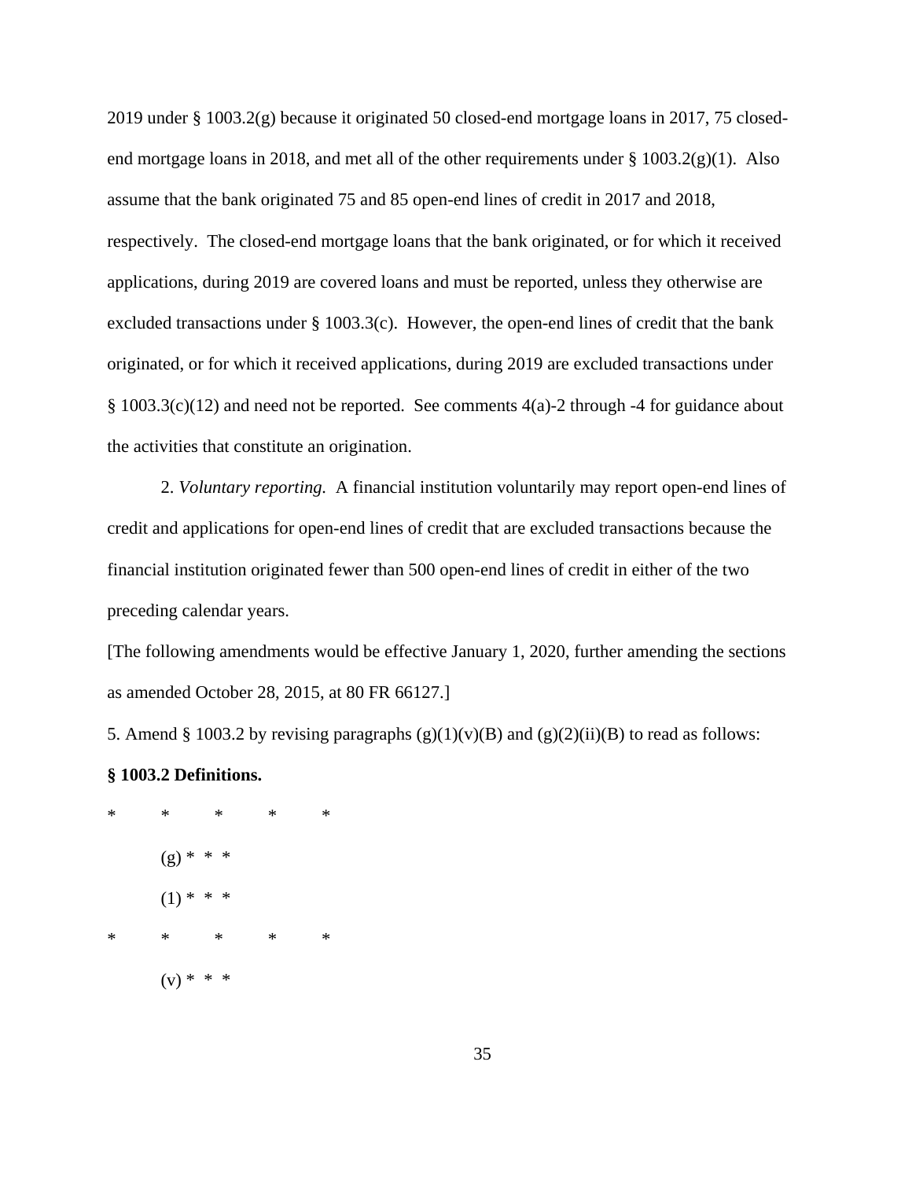2019 under § 1003.2(g) because it originated 50 closed-end mortgage loans in 2017, 75 closed-end mortgage loans in 2018, and met all of the other requirements under § 1003.2(g)(1). Also assume that the bank originated 75 and 85 open-end lines of credit in 2017 and 2018, respectively. The closed-end mortgage loans that the bank originated, or for which it received applications, during 2019 are covered loans and must be reported, unless they otherwise are excluded transactions under § 1003.3(c). However, the open-end lines of credit that the bank originated, or for which it received applications, during 2019 are excluded transactions under § 1003.3(c)(12) and need not be reported. See comments 4(a)-2 through -4 for guidance about the activities that constitute an origination.

2. *Voluntary reporting.* A financial institution voluntarily may report open-end lines of credit and applications for open-end lines of credit that are excluded transactions because the financial institution originated fewer than 500 open-end lines of credit in either of the two preceding calendar years.

[The following amendments would be effective January 1, 2020, further amending the sections as amended October 28, 2015, at 80 FR 66127.]

5. Amend § 1003.2 by revising paragraphs (g)(1)(v)(B) and (g)(2)(ii)(B) to read as follows:

**§ 1003.2 Definitions.**

\*    \*    \*    \*    \*

(g) * * *

(1) * * *

\*    \*    \*    \*    \*

(v) * * *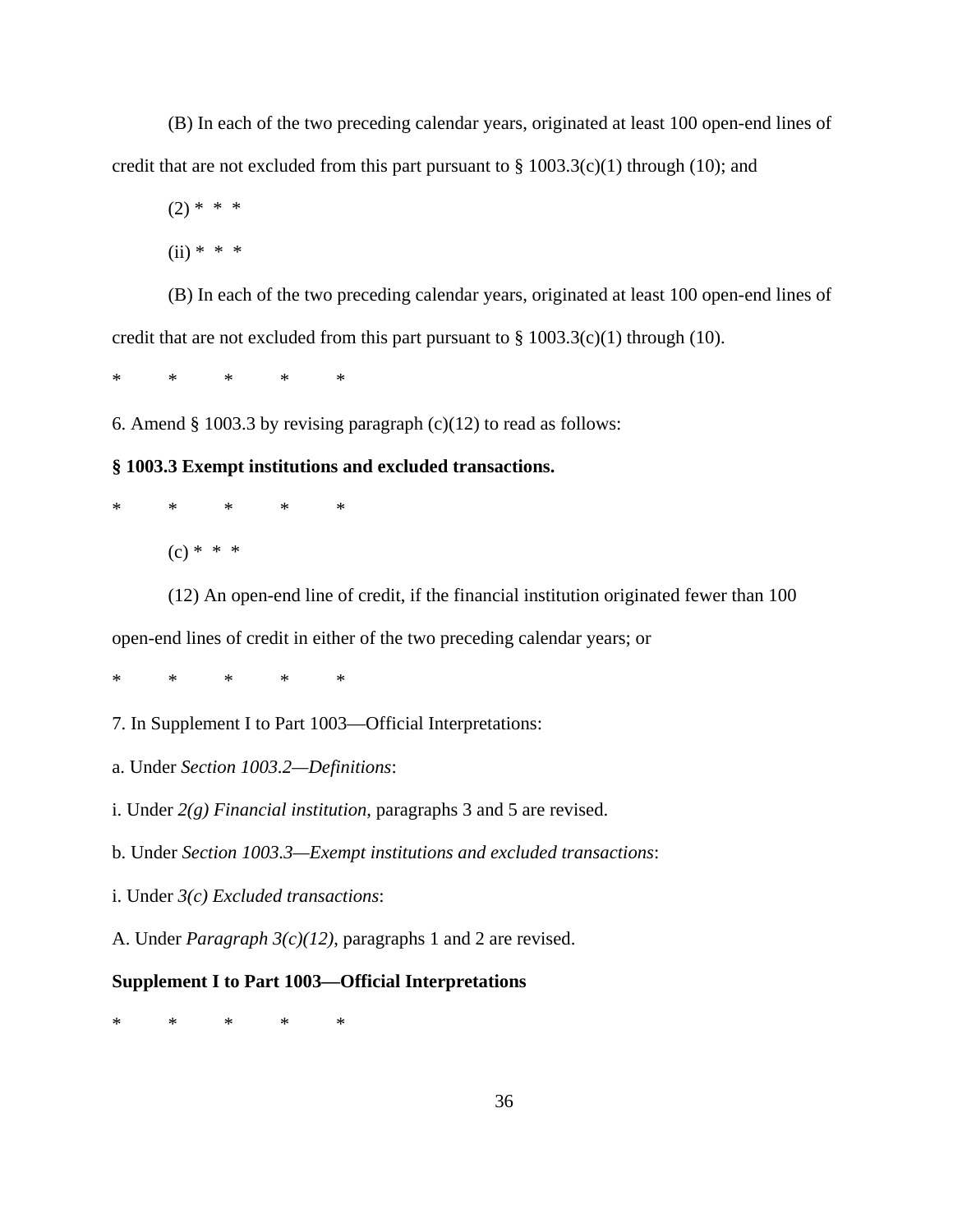(B) In each of the two preceding calendar years, originated at least 100 open-end lines of credit that are not excluded from this part pursuant to § 1003.3(c)(1) through (10); and

(2) * * *

(ii) * * *

(B) In each of the two preceding calendar years, originated at least 100 open-end lines of credit that are not excluded from this part pursuant to § 1003.3(c)(1) through (10).

\* \* \* \* \*

6. Amend § 1003.3 by revising paragraph (c)(12) to read as follows:

**§ 1003.3 Exempt institutions and excluded transactions.**

\* \* \* \* \*

(c) * * *

(12) An open-end line of credit, if the financial institution originated fewer than 100 open-end lines of credit in either of the two preceding calendar years; or

\* \* \* \* \*

7. In Supplement I to Part 1003—Official Interpretations:

a. Under *Section 1003.2—Definitions*:

i. Under *2(g) Financial institution*, paragraphs 3 and 5 are revised.

b. Under *Section 1003.3—Exempt institutions and excluded transactions*:

i. Under *3(c) Excluded transactions*:

A. Under *Paragraph 3(c)(12)*, paragraphs 1 and 2 are revised.

**Supplement I to Part 1003—Official Interpretations**

\* \* \* \* \*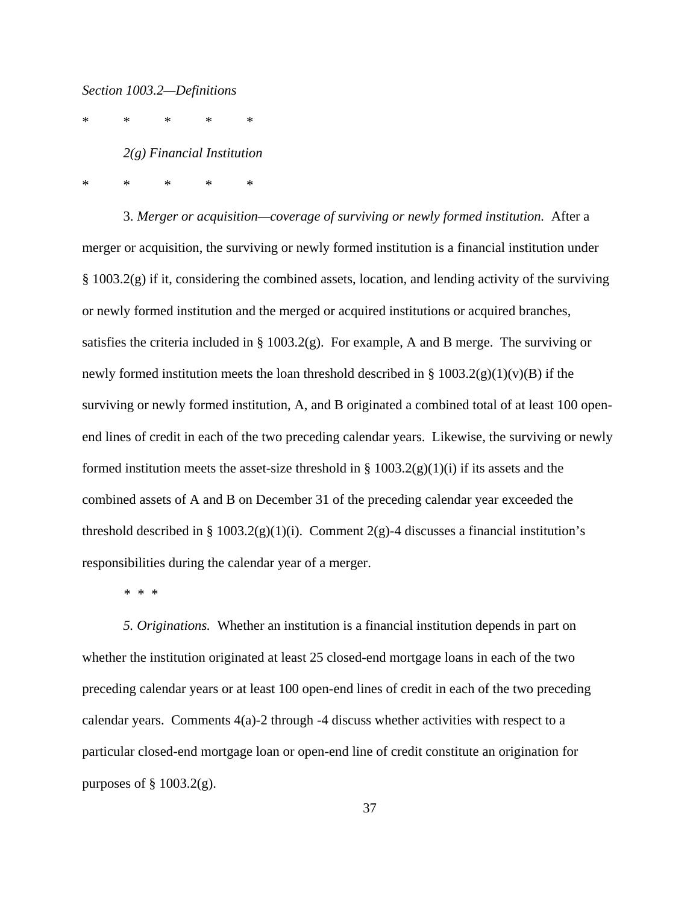*Section 1003.2—Definitions*

\*        \*        \*        \*        \*

*2(g) Financial Institution*

\*        \*        \*        \*        \*

3. *Merger or acquisition—coverage of surviving or newly formed institution.* After a merger or acquisition, the surviving or newly formed institution is a financial institution under § 1003.2(g) if it, considering the combined assets, location, and lending activity of the surviving or newly formed institution and the merged or acquired institutions or acquired branches, satisfies the criteria included in § 1003.2(g). For example, A and B merge. The surviving or newly formed institution meets the loan threshold described in § 1003.2(g)(1)(v)(B) if the surviving or newly formed institution, A, and B originated a combined total of at least 100 open-end lines of credit in each of the two preceding calendar years. Likewise, the surviving or newly formed institution meets the asset-size threshold in § 1003.2(g)(1)(i) if its assets and the combined assets of A and B on December 31 of the preceding calendar year exceeded the threshold described in § 1003.2(g)(1)(i). Comment 2(g)-4 discusses a financial institution's responsibilities during the calendar year of a merger.

\* \* \*

5. *Originations.* Whether an institution is a financial institution depends in part on whether the institution originated at least 25 closed-end mortgage loans in each of the two preceding calendar years or at least 100 open-end lines of credit in each of the two preceding calendar years. Comments 4(a)-2 through -4 discuss whether activities with respect to a particular closed-end mortgage loan or open-end line of credit constitute an origination for purposes of § 1003.2(g).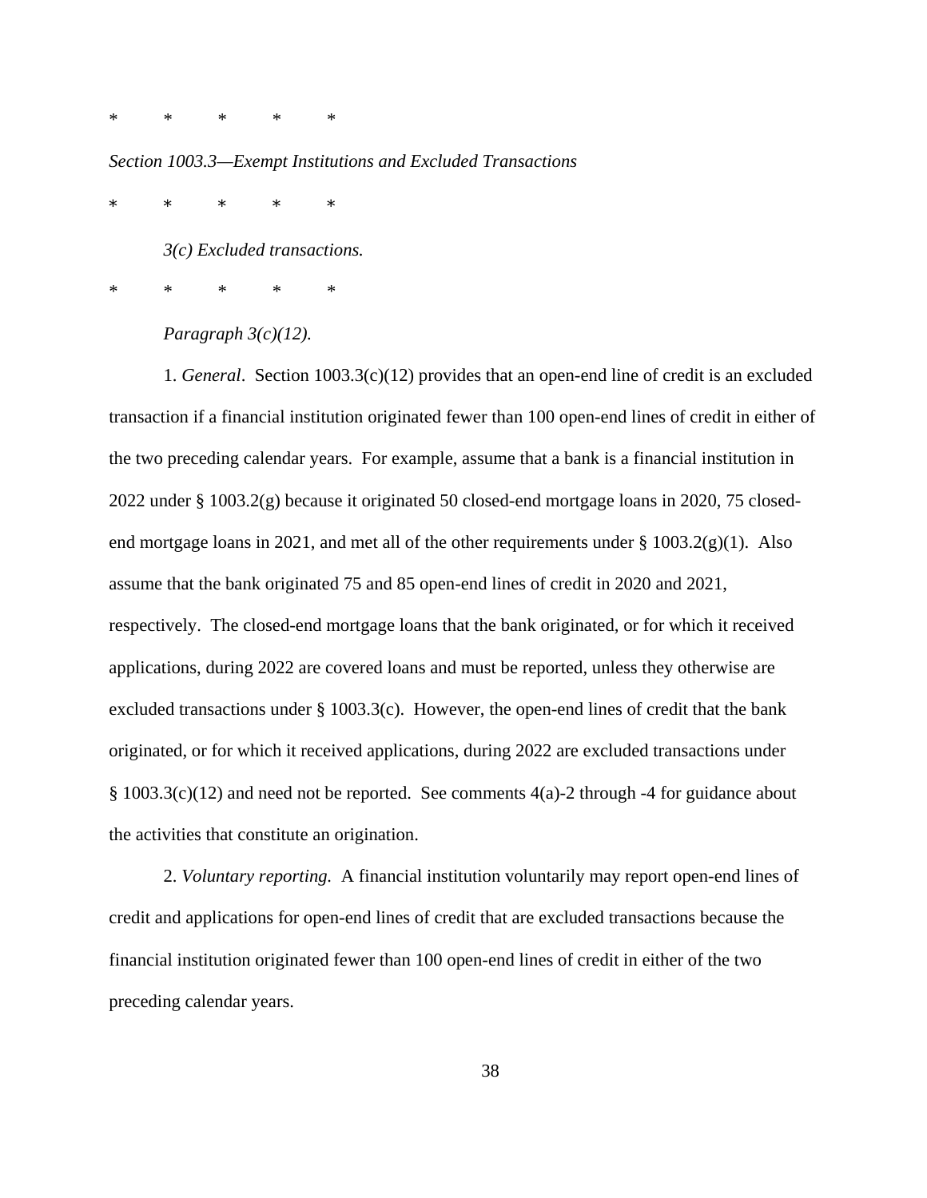* * * * *

*Section 1003.3—Exempt Institutions and Excluded Transactions*

* * * * *

*3(c) Excluded transactions.*

* * * * *

*Paragraph 3(c)(12).*

1. *General*. Section 1003.3(c)(12) provides that an open-end line of credit is an excluded transaction if a financial institution originated fewer than 100 open-end lines of credit in either of the two preceding calendar years. For example, assume that a bank is a financial institution in 2022 under § 1003.2(g) because it originated 50 closed-end mortgage loans in 2020, 75 closed-end mortgage loans in 2021, and met all of the other requirements under § 1003.2(g)(1). Also assume that the bank originated 75 and 85 open-end lines of credit in 2020 and 2021, respectively. The closed-end mortgage loans that the bank originated, or for which it received applications, during 2022 are covered loans and must be reported, unless they otherwise are excluded transactions under § 1003.3(c). However, the open-end lines of credit that the bank originated, or for which it received applications, during 2022 are excluded transactions under § 1003.3(c)(12) and need not be reported. See comments 4(a)-2 through -4 for guidance about the activities that constitute an origination.

2. *Voluntary reporting.* A financial institution voluntarily may report open-end lines of credit and applications for open-end lines of credit that are excluded transactions because the financial institution originated fewer than 100 open-end lines of credit in either of the two preceding calendar years.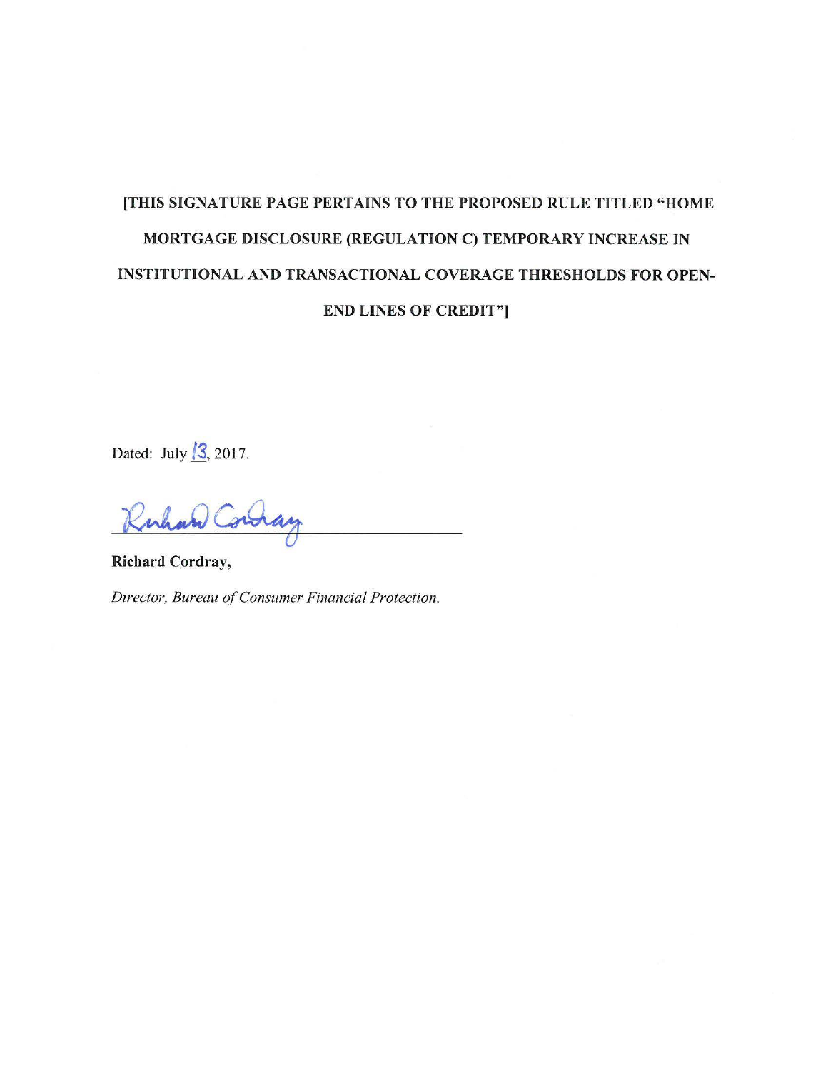[THIS SIGNATURE PAGE PERTAINS TO THE PROPOSED RULE TITLED "HOME MORTGAGE DISCLOSURE (REGULATION C) TEMPORARY INCREASE IN INSTITUTIONAL AND TRANSACTIONAL COVERAGE THRESHOLDS FOR OPEN-END LINES OF CREDIT"]

Dated: July 13, 2017.

Richard Cordray

**Richard Cordray,**

*Director, Bureau of Consumer Financial Protection.*